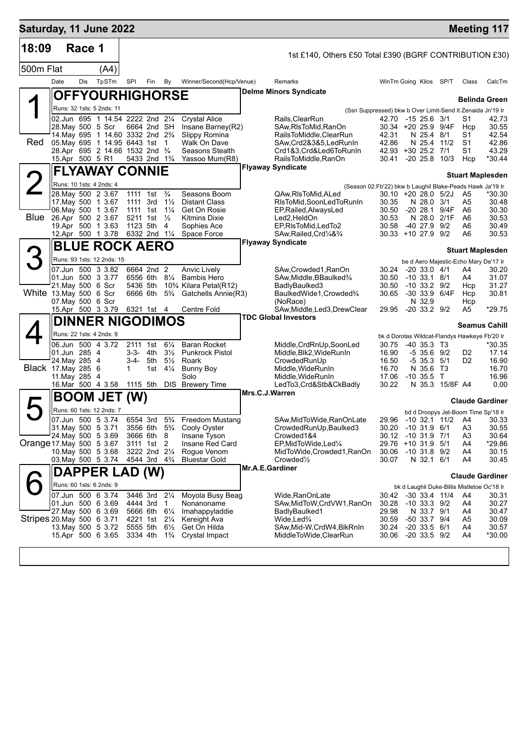# Saturday, 11 June 2022 — Meeting 117

## 18:09 Race 1

1st £140, Others £50 Total £390 (BGRF CONTRIBUTION £30)

500m Flat (A4)

| Date | Dis | TpSTm | SPI | Fin | By | Winner/Second(Hcp/Venue) | Remarks | WinTm | Going | Kilos | SP/T | Class | CalcTm |
|---|---|---|---|---|---|---|---|---|---|---|---|---|---|

### 1 (Red) OFFYOURHIGHORSE
**Delme Minors Syndicate** — Belinda Green
Runs: 32 1sts: 5 2nds: 11
(Ssn Suppressed) bkw b Over Limit-Send It Zenaida Jn'19 Ir

| Date | Dis | TpSTm | SPI | Fin | By | Winner/Second(Hcp/Venue) | Remarks | WinTm | Going | Kilos | SP/T | Class | CalcTm |
|---|---|---|---|---|---|---|---|---|---|---|---|---|---|
| 02.Jun | 695 | 1 14.54 | 2222 | 2nd | 2¼ | Crystal Alice | Rails,ClearRun | 42.70 | -15 | 25.6 | 3/1 | S1 | 42.73 |
| 28.May | 500 | 5 Scr | 6664 | 2nd | SH | Insane Barney(R2) | SAw,RlsToMid,RanOn | 30.34 | +20 | 25.9 | 9/4F | Hcp | 30.55 |
| 14.May | 695 | 1 14.60 | 3332 | 2nd | 2¾ | Slippy Romina | RailsToMiddle,ClearRun | 42.31 | N | 25.4 | 8/1 | S1 | 42.54 |
| 05.May | 695 | 1 14.95 | 6443 | 1st | 1 | Walk On Dave | SAw,Crd2&3&5,LedRunIn | 42.86 | N | 25.4 | 11/2 | S1 | 42.86 |
| 28.Apr | 695 | 2 14.66 | 1532 | 2nd | ¾ | Seasons Stealth | Crd1&3,Crd&Led6ToRunIn | 42.93 | +30 | 25.2 | 7/1 | S1 | 43.29 |
| 15.Apr | 500 | 5 R1 | 5433 | 2nd | 1¾ | Yassoo Mum(R8) | RailsToMiddle,RanOn | 30.41 | -20 | 25.8 | 10/3 | Hcp | *30.44 |

### 2 (Blue) FLYAWAY CONNIE
**Flyaway Syndicate** — Stuart Maplesden
Runs: 10 1sts: 4 2nds: 4
(Season 02.Fb'22) bkw b Laughil Blake-Peads Hawk Ja'19 Ir

| Date | Dis | TpSTm | SPI | Fin | By | Winner/Second(Hcp/Venue) | Remarks | WinTm | Going | Kilos | SP/T | Class | CalcTm |
|---|---|---|---|---|---|---|---|---|---|---|---|---|---|
| 28.May | 500 | 2 3.67 | 1111 | 1st | ¾ | Seasons Boom | QAw,RlsToMid,ALed | 30.10 | +20 | 28.0 | 5/2J | A5 | *30.30 |
| 17.May | 500 | 1 3.67 | 1111 | 3rd | 1½ | Distant Class | RlsToMid,SoonLedToRunIn | 30.35 | N | 28.0 | 3/1 | A5 | 30.48 |
| 06.May | 500 | 1 3.67 | 1111 | 1st | 1¼ | Get On Rosie | EP,Railed,AlwaysLed | 30.50 | -20 | 28.1 | 9/4F | A6 | 30.30 |
| 26.Apr | 500 | 2 3.67 | 5211 | 1st | ½ | Kitmins Dixie | Led2,HeldOn | 30.53 | N | 28.0 | 2/1F | A6 | 30.53 |
| 19.Apr | 500 | 1 3.63 | 1123 | 5th | 4 | Sophies Ace | EP,RlsToMid,LedTo2 | 30.58 | -40 | 27.9 | 9/2 | A6 | 30.49 |
| 12.Apr | 500 | 1 3.78 | 6332 | 2nd | 1¼ | Space Force | SAw,Railed,Crd¼&¾ | 30.33 | +10 | 27.9 | 9/2 | A6 | 30.53 |

### 3 (White) BLUE ROCK AERO
**Flyaway Syndicate** — Stuart Maplesden
Runs: 93 1sts: 12 2nds: 15
be d Aero Majestic-Echo Mary De'17 Ir

| Date | Dis | TpSTm | SPI | Fin | By | Winner/Second(Hcp/Venue) | Remarks | WinTm | Going | Kilos | SP/T | Class | CalcTm |
|---|---|---|---|---|---|---|---|---|---|---|---|---|---|
| 07.Jun | 500 | 3 3.82 | 6664 | 2nd | 2 | Anvic Lively | SAw,Crowded1,RanOn | 30.24 | -20 | 33.0 | 4/1 | A4 | 30.20 |
| 01.Jun | 500 | 3 3.77 | 6556 | 6th | 8¼ | Bambis Hero | SAw,Middle,BBaulked¾ | 30.50 | -10 | 33.1 | 8/1 | A4 | 31.07 |
| 21.May | 500 | 6 Scr | 5436 | 5th | 10¾ | Kilara Petal(R12) | BadlyBaulked3 | 30.50 | -10 | 33.2 | 9/2 | Hcp | 31.27 |
| 13.May | 500 | 6 Scr | 6666 | 6th | 5¾ | Gatchells Annie(R3) | BaulkedWide1,Crowded¾ | 30.65 | -30 | 33.9 | 6/4F | Hcp | 30.81 |
| 07.May | 500 | 6 Scr | | | | | (NoRace) | | N | 32.9 | | Hcp | |
| 15.Apr | 500 | 3 3.79 | 6321 | 1st | 4 | Centre Fold | SAw,Middle,Led3,DrewClear | 29.95 | -20 | 33.2 | 9/2 | A5 | *29.75 |

### 4 (Black) DINNER NIGODIMOS
**TDC Global Investors** — Seamus Cahill
Runs: 22 1sts: 4 2nds: 9
bk d Dorotas Wildcat-Flandys Hawkeye Fb'20 Ir

| Date | Dis | TpSTm | SPI | Fin | By | Winner/Second(Hcp/Venue) | Remarks | WinTm | Going | Kilos | SP/T | Class | CalcTm |
|---|---|---|---|---|---|---|---|---|---|---|---|---|---|
| 06.Jun | 500 | 4 3.72 | 2111 | 1st | 6¼ | Baran Rocket | Middle,CrdRnUp,SoonLed | 30.75 | -40 | 35.3 | T3 | | *30.35 |
| 01.Jun | 285 | 4 | 3-3- | 4th | 3½ | Punkrock Pistol | Middle,Blk2,WideRunIn | 16.90 | -5 | 35.6 | 9/2 | D2 | 17.14 |
| 24.May | 285 | 4 | 3-4- | 5th | 5½ | Roark | CrowdedRunUp | 16.50 | -5 | 35.3 | 5/1 | D2 | 16.90 |
| 17.May | 285 | 6 | 1 | 1st | 4¼ | Bunny Boy | Middle,WideRunIn | 16.70 | N | 35.6 | T3 | | 16.70 |
| 11.May | 285 | 4 | | | | Solo | Middle,WideRunIn | 17.06 | -10 | 35.5 | T | | 16.96 |
| 16.Mar | 500 | 4 3.58 | 1115 | 5th | DIS | Brewery Time | LedTo3,Crd&Stb&CkBadly | 30.22 | N | 35.3 | 15/8F | A4 | 0.00 |

### 5 (Orange) BOOM JET (W)
**Mrs.C.J.Warren** — Claude Gardiner
Runs: 60 1sts: 12 2nds: 7
bd d Droopys Jet-Boom Time Sp'18 Ir

| Date | Dis | TpSTm | SPI | Fin | By | Winner/Second(Hcp/Venue) | Remarks | WinTm | Going | Kilos | SP/T | Class | CalcTm |
|---|---|---|---|---|---|---|---|---|---|---|---|---|---|
| 07.Jun | 500 | 5 3.74 | 6554 | 3rd | 5¾ | Freedom Mustang | SAw,MidToWide,RanOnLate | 29.96 | -10 | 32.1 | 11/2 | A4 | 30.33 |
| 31.May | 500 | 5 3.71 | 3556 | 6th | 5¾ | Cooly Oyster | CrowdedRunUp,Baulked3 | 30.20 | -10 | 31.9 | 6/1 | A3 | 30.55 |
| 24.May | 500 | 5 3.69 | 3666 | 6th | 8 | Insane Tyson | Crowded1&4 | 30.12 | -10 | 31.9 | 7/1 | A3 | 30.64 |
| 17.May | 500 | 5 3.67 | 3111 | 1st | 2 | Insane Red Card | EP,MidToWide,Led¼ | 29.76 | +10 | 31.9 | 5/1 | A4 | *29.86 |
| 10.May | 500 | 5 3.68 | 3222 | 2nd | 2¼ | Rogue Venom | MidToWide,Crowded1,RanOn | 30.06 | -10 | 31.8 | 9/2 | A4 | 30.15 |
| 03.May | 500 | 5 3.74 | 4544 | 3rd | 4¾ | Bluestar Gold | Crowded½ | 30.07 | N | 32.1 | 6/1 | A4 | 30.45 |

### 6 (Stripes) DAPPER LAD (W)
**Mr.A.E.Gardiner** — Claude Gardiner
Runs: 60 1sts: 6 2nds: 9
bk d Laughil Duke-Billis Mistletoe Oc'18 Ir

| Date | Dis | TpSTm | SPI | Fin | By | Winner/Second(Hcp/Venue) | Remarks | WinTm | Going | Kilos | SP/T | Class | CalcTm |
|---|---|---|---|---|---|---|---|---|---|---|---|---|---|
| 07.Jun | 500 | 6 3.74 | 3446 | 3rd | 2¼ | Moyola Busy Beag | Wide,RanOnLate | 30.42 | -30 | 33.4 | 11/4 | A4 | 30.31 |
| 01.Jun | 500 | 6 3.69 | 4444 | 3rd | 1 | Nonanoname | SAw,MidToW,CrdVW1,RanOn | 30.28 | -10 | 33.3 | 9/2 | A4 | 30.27 |
| 27.May | 500 | 6 3.69 | 5666 | 6th | 6¼ | Imahappyladdie | BadlyBaulked1 | 29.98 | N | 33.7 | 9/1 | A4 | 30.47 |
| 20.May | 500 | 6 3.71 | 4221 | 1st | 2¼ | Kereight Ava | Wide,Led¾ | 30.59 | -50 | 33.7 | 9/4 | A5 | 30.09 |
| 13.May | 500 | 5 3.72 | 5555 | 5th | 6½ | Get On Hilda | SAw,Mid-W,CrdW4,BlkRnIn | 30.24 | -20 | 33.5 | 6/1 | A4 | 30.57 |
| 15.Apr | 500 | 6 3.65 | 3334 | 4th | 1¾ | Crystal Impact | MiddleToWide,ClearRun | 30.06 | -20 | 33.5 | 9/2 | A4 | *30.00 |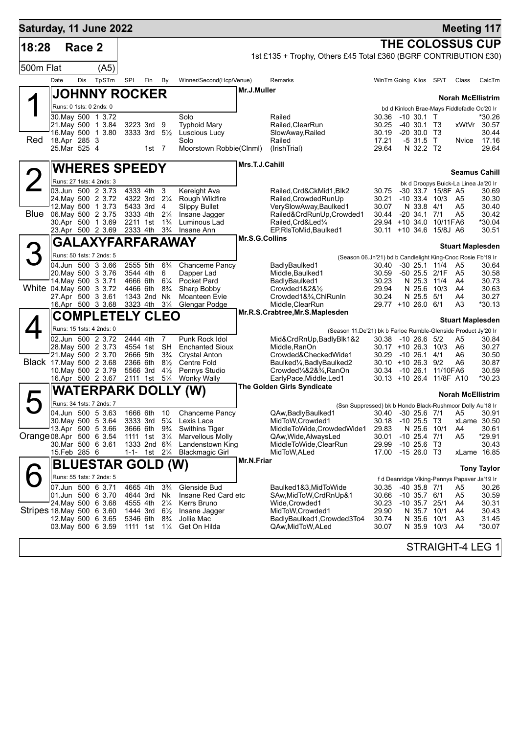**Saturday, 11 June 2022** — **Meeting 117**

## 18:28 Race 2 — THE COLOSSUS CUP

1st £135 + Trophy, Others £45 Total £360 (BGRF CONTRIBUTION £30)

500m Flat (A5)

| Date | Dis | TpSTm | SPl | Fin | By | Winner/Second(Hcp/Venue) | Remarks | WinTm | Going | Kilos | SP/T | Class | CalcTm |
|---|---|---|---|---|---|---|---|---|---|---|---|---|---|

### 1 (Red) JOHNNY ROCKER — Mr.J.Muller — Norah McEllistrim

Runs: 0 1sts: 0 2nds: 0 — bd d Kinloch Brae-Mays Fiddlefadle Oc'20 Ir

| Date | Dis | TpSTm | SPl | Fin | By | Winner/Second(Hcp/Venue) | Remarks | WinTm | Going | Kilos | SP/T | Class | CalcTm |
|---|---|---|---|---|---|---|---|---|---|---|---|---|---|
| 30.May | 500 | 1 3.72 | | | | Solo | Railed | 30.36 | -10 | 30.1 | T | | *30.26 |
| 21.May | 500 | 1 3.84 | 3223 | 3rd | 9 | Typhoid Mary | Railed,ClearRun | 30.25 | -40 | 30.1 | T3 | xWtVr | 30.57 |
| 16.May | 500 | 1 3.80 | 3333 | 3rd | 5½ | Luscious Lucy | SlowAway,Railed | 30.19 | -20 | 30.0 | T3 | | 30.44 |
| 18.Apr | 285 | 3 | | | | Solo | Railed | 17.21 | -5 | 31.5 | T | Nvice | 17.16 |
| 25.Mar | 525 | 4 | | 1st | 7 | Moorstown Robbie(Clnml) | (IrishTrial) | 29.64 | N | 32.2 | T2 | | 29.64 |

### 2 (Blue) WHERES SPEEDY — Mrs.T.J.Cahill — Seamus Cahill

Runs: 27 1sts: 4 2nds: 3 — bk d Droopys Buick-La Linea Ja'20 Ir

| Date | Dis | TpSTm | SPl | Fin | By | Winner/Second(Hcp/Venue) | Remarks | WinTm | Going | Kilos | SP/T | Class | CalcTm |
|---|---|---|---|---|---|---|---|---|---|---|---|---|---|
| 03.Jun | 500 | 2 3.73 | 4333 | 4th | 3 | Kereight Ava | Railed,Crd&CkMid1,Blk2 | 30.75 | -30 | 33.7 | 15/8F | A5 | 30.69 |
| 24.May | 500 | 2 3.72 | 4322 | 3rd | 2¼ | Rough Wildfire | Railed,CrowdedRunUp | 30.21 | -10 | 33.4 | 10/3 | A5 | 30.30 |
| 12.May | 500 | 1 3.73 | 5433 | 3rd | 4 | Slippy Bullet | VerySlowAway,Baulked1 | 30.07 | N | 33.8 | 4/1 | A5 | 30.40 |
| 06.May | 500 | 2 3.75 | 3333 | 4th | 2¼ | Insane Jagger | Railed&CrdRunUp,Crowded1 | 30.44 | -20 | 34.1 | 7/1 | A5 | 30.42 |
| 30.Apr | 500 | 1 3.69 | 2211 | 1st | 1¾ | Luminous Lad | Railed,Crd&Led¼ | 29.94 | +10 | 34.0 | 10/11FA6 | | *30.04 |
| 23.Apr | 500 | 2 3.69 | 2333 | 4th | 3¾ | Insane Ann | EP,RlsToMid,Baulked1 | 30.11 | +10 | 34.6 | 15/8J | A6 | 30.51 |

### 3 (White) GALAXYFARFARAWAY — Mr.S.G.Collins — Stuart Maplesden

Runs: 50 1sts: 7 2nds: 5 — (Season 06.Jn'21) bd b Candlelight King-Cnoc Rosie Fb'19 Ir

| Date | Dis | TpSTm | SPl | Fin | By | Winner/Second(Hcp/Venue) | Remarks | WinTm | Going | Kilos | SP/T | Class | CalcTm |
|---|---|---|---|---|---|---|---|---|---|---|---|---|---|
| 04.Jun | 500 | 3 3.66 | 2555 | 5th | 6¾ | Chanceme Pancy | BadlyBaulked1 | 30.40 | -30 | 25.1 | 11/4 | A5 | 30.64 |
| 20.May | 500 | 3 3.76 | 3544 | 4th | 6 | Dapper Lad | Middle,Baulked1 | 30.59 | -50 | 25.5 | 2/1F | A5 | 30.58 |
| 14.May | 500 | 3 3.71 | 4666 | 6th | 6¼ | Pocket Pard | BadlyBaulked1 | 30.23 | N | 25.3 | 11/4 | A4 | 30.73 |
| 04.May | 500 | 3 3.72 | 4466 | 6th | 8¾ | Sharp Bobby | Crowded1&2&½ | 29.94 | N | 25.6 | 10/3 | A4 | 30.63 |
| 27.Apr | 500 | 3 3.61 | 1343 | 2nd | Nk | Moanteen Evie | Crowded1&¾,ChlRunIn | 30.24 | N | 25.5 | 5/1 | A4 | 30.27 |
| 16.Apr | 500 | 3 3.68 | 3323 | 4th | 3¼ | Glengar Podge | Middle,ClearRun | 29.77 | +10 | 26.0 | 6/1 | A3 | *30.13 |

### 4 (Black) COMPLETELY CLEO — Mr.R.S.Crabtree,Mr.S.Maplesden — Stuart Maplesden

Runs: 15 1sts: 4 2nds: 0 — (Season 11.De'21) bk b Farloe Rumble-Glenside Product Jy'20 Ir

| Date | Dis | TpSTm | SPl | Fin | By | Winner/Second(Hcp/Venue) | Remarks | WinTm | Going | Kilos | SP/T | Class | CalcTm |
|---|---|---|---|---|---|---|---|---|---|---|---|---|---|
| 02.Jun | 500 | 2 3.72 | 2444 | 4th | 7 | Punk Rock Idol | Mid&CrdRnUp,BadlyBlk1&2 | 30.38 | -10 | 26.6 | 5/2 | A5 | 30.84 |
| 28.May | 500 | 2 3.73 | 4554 | 1st | SH | Enchanted Sioux | Middle,RanOn | 30.17 | +10 | 26.3 | 10/3 | A6 | 30.27 |
| 21.May | 500 | 2 3.70 | 2666 | 5th | 3¾ | Crystal Anton | Crowded&CheckedWide1 | 30.29 | -10 | 26.1 | 4/1 | A6 | 30.50 |
| 17.May | 500 | 2 3.68 | 2366 | 6th | 8½ | Centre Fold | Baulked¼,BadlyBaulked2 | 30.10 | +10 | 26.3 | 9/2 | A6 | 30.87 |
| 10.May | 500 | 2 3.79 | 5566 | 3rd | 4½ | Pennys Studio | Crowded¼&2&¾,RanOn | 30.34 | -10 | 26.1 | 11/10FA6 | | 30.59 |
| 16.Apr | 500 | 2 3.67 | 2111 | 1st | 5¼ | Wonky Wally | EarlyPace,Middle,Led1 | 30.13 | +10 | 26.4 | 11/8F | A10 | *30.23 |

### 5 (Orange) WATERPARK DOLLY (W) — The Golden Girls Syndicate — Norah McEllistrim

Runs: 34 1sts: 7 2nds: 7 — (Ssn Suppressed) bk b Hondo Black-Rushmoor Dolly Au'18 Ir

| Date | Dis | TpSTm | SPl | Fin | By | Winner/Second(Hcp/Venue) | Remarks | WinTm | Going | Kilos | SP/T | Class | CalcTm |
|---|---|---|---|---|---|---|---|---|---|---|---|---|---|
| 04.Jun | 500 | 5 3.63 | 1666 | 6th | 10 | Chanceme Pancy | QAw,BadlyBaulked1 | 30.40 | -30 | 25.6 | 7/1 | A5 | 30.91 |
| 30.May | 500 | 5 3.64 | 3333 | 3rd | 5¼ | Lexis Lace | MidToW,Crowded1 | 30.18 | -10 | 25.5 | T3 | xLame | 30.50 |
| 13.Apr | 500 | 5 3.66 | 3666 | 6th | 9¾ | Swithins Tiger | MiddleToWide,CrowdedWide1 | 29.83 | N | 25.6 | 10/1 | A4 | 30.61 |
| 08.Apr | 500 | 6 3.54 | 1111 | 1st | 3¼ | Marvellous Molly | QAw,Wide,AlwaysLed | 30.01 | -10 | 25.4 | 7/1 | A5 | *29.91 |
| 30.Mar | 500 | 6 3.61 | 1333 | 2nd | 6¾ | Landenstown King | MiddleToWide,ClearRun | 29.99 | -10 | 25.6 | T3 | | 30.43 |
| 15.Feb | 285 | 6 | 1-1- | 1st | 2¼ | Blackmagic Girl | MidToW,ALed | 17.00 | -15 | 26.0 | T3 | xLame | 16.85 |

### 6 (Stripes) BLUESTAR GOLD (W) — Mr.N.Friar — Tony Taylor

Runs: 55 1sts: 7 2nds: 5 — f d Deanridge Viking-Pennys Papaver Ja'19 Ir

| Date | Dis | TpSTm | SPl | Fin | By | Winner/Second(Hcp/Venue) | Remarks | WinTm | Going | Kilos | SP/T | Class | CalcTm |
|---|---|---|---|---|---|---|---|---|---|---|---|---|---|
| 07.Jun | 500 | 6 3.71 | 4665 | 4th | 3¾ | Glenside Bud | Baulked1&3,MidToWide | 30.35 | -40 | 35.8 | 7/1 | A5 | 30.26 |
| 01.Jun | 500 | 6 3.70 | 4644 | 3rd | Nk | Insane Red Card etc | SAw,MidToW,CrdRnUp&1 | 30.66 | -10 | 35.7 | 6/1 | A5 | 30.59 |
| 24.May | 500 | 6 3.68 | 4555 | 4th | 2¼ | Kerrs Bruno | Wide,Crowded1 | 30.23 | -10 | 35.7 | 25/1 | A4 | 30.31 |
| 18.May | 500 | 6 3.60 | 1444 | 3rd | 6½ | Insane Jagger | MidToW,Crowded1 | 29.90 | N | 35.7 | 10/1 | A4 | 30.43 |
| 12.May | 500 | 6 3.65 | 5346 | 6th | 8¾ | Jollie Mac | BadlyBaulked1,Crowded3To4 | 30.74 | N | 35.6 | 10/1 | A3 | 31.45 |
| 03.May | 500 | 6 3.59 | 1111 | 1st | 1¼ | Get On Hilda | QAw,MidToW,ALed | 30.07 | N | 35.9 | 10/3 | A4 | *30.07 |

STRAIGHT-4 LEG 1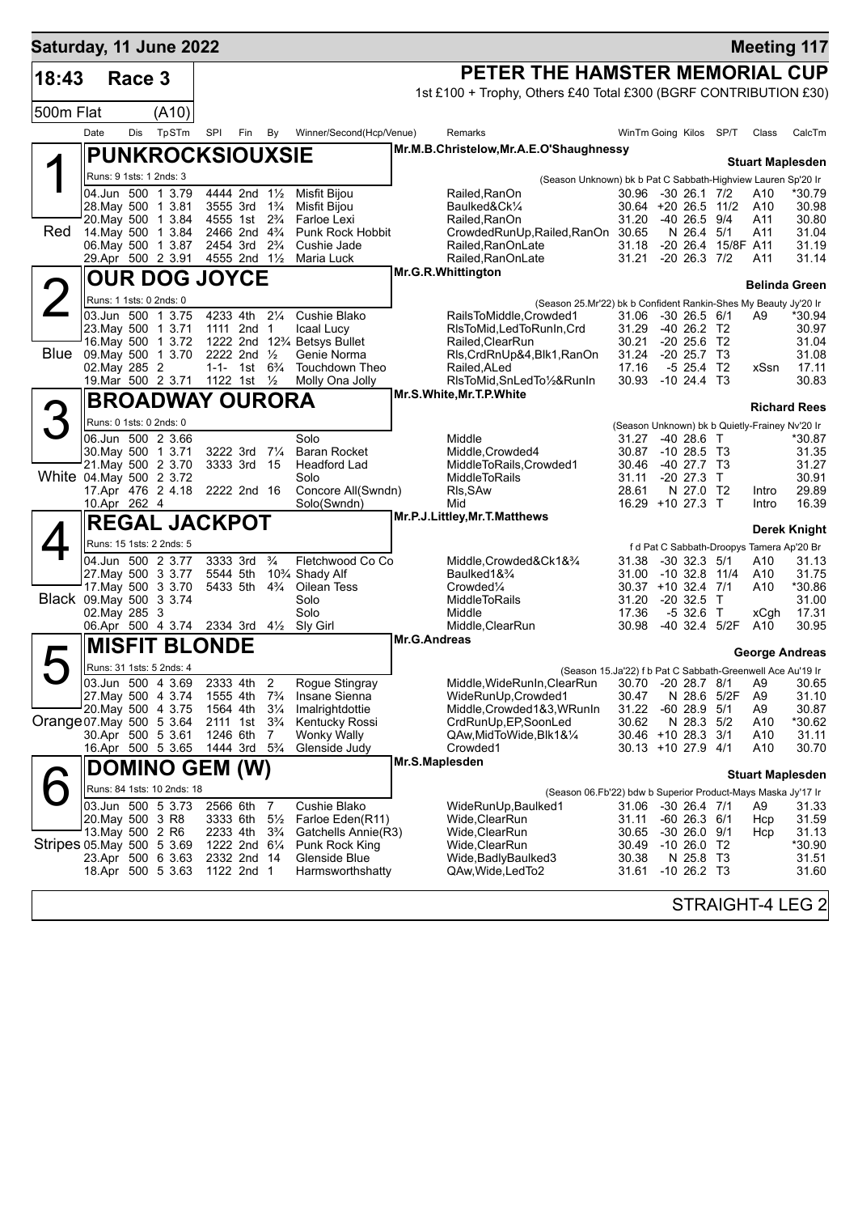## Saturday, 11 June 2022 — Meeting 117

**18:43 Race 3** — 500m Flat (A10)

### PETER THE HAMSTER MEMORIAL CUP

1st £100 + Trophy, Others £40 Total £300 (BGRF CONTRIBUTION £30)

---

### 1 (Red) PUNKROCKSIOUXSIE

Mr.M.B.Christelow,Mr.A.E.O'Shaughnessy — **Stuart Maplesden**

Runs: 9 1sts: 1 2nds: 3 — (Season Unknown) bk b Pat C Sabbath-Highview Lauren Sp'20 Ir

| Date | Dis | TpSTm | SPI | Fin | By | Winner/Second(Hcp/Venue) | Remarks | WinTm | Going | Kilos | SP/T | Class | CalcTm |
|---|---|---|---|---|---|---|---|---|---|---|---|---|---|
| 04.Jun | 500 | 1 3.79 | 4444 | 2nd | 1½ | Misfit Bijou | Railed,RanOn | 30.96 | -30 | 26.1 | 7/2 | A10 | *30.79 |
| 28.May | 500 | 1 3.81 | 3555 | 3rd | 1¾ | Misfit Bijou | Baulked&Ck¼ | 30.64 | +20 | 26.5 | 11/2 | A10 | 30.98 |
| 20.May | 500 | 1 3.84 | 4555 | 1st | 2¾ | Farloe Lexi | Railed,RanOn | 31.20 | -40 | 26.5 | 9/4 | A11 | 30.80 |
| 14.May | 500 | 1 3.84 | 2466 | 2nd | 4¾ | Punk Rock Hobbit | CrowdedRunUp,Railed,RanOn | 30.65 | N | 26.4 | 5/1 | A11 | 31.04 |
| 06.May | 500 | 1 3.87 | 2454 | 3rd | 2¾ | Cushie Jade | Railed,RanOnLate | 31.18 | -20 | 26.4 | 15/8F | A11 | 31.19 |
| 29.Apr | 500 | 2 3.91 | 4555 | 2nd | 1½ | Maria Luck | Railed,RanOnLate | 31.21 | -20 | 26.3 | 7/2 | A11 | 31.14 |

### 2 (Blue) OUR DOG JOYCE

Mr.G.R.Whittington — **Belinda Green**

Runs: 1 1sts: 0 2nds: 0 — (Season 25.Mr'22) bk b Confident Rankin-Shes My Beauty Jy'20 Ir

| Date | Dis | TpSTm | SPI | Fin | By | Winner/Second(Hcp/Venue) | Remarks | WinTm | Going | Kilos | SP/T | Class | CalcTm |
|---|---|---|---|---|---|---|---|---|---|---|---|---|---|
| 03.Jun | 500 | 1 3.75 | 4233 | 4th | 2¼ | Cushie Blako | RailsToMiddle,Crowded1 | 31.06 | -30 | 26.5 | 6/1 | A9 | *30.94 |
| 23.May | 500 | 1 3.71 | 1111 | 2nd | 1 | Icaal Lucy | RlsToMid,LedToRunIn,Crd | 31.29 | -40 | 26.2 | T2 | | 30.97 |
| 16.May | 500 | 1 3.72 | 1222 | 2nd | 12¾ | Betsys Bullet | Railed,ClearRun | 30.21 | -20 | 25.6 | T2 | | 31.04 |
| 09.May | 500 | 1 3.70 | 2222 | 2nd | ½ | Genie Norma | Rls,CrdRnUp&4,Blk1,RanOn | 31.24 | -20 | 25.7 | T3 | | 31.08 |
| 02.May | 285 | 2 | 1-1- | 1st | 6¾ | Touchdown Theo | Railed,ALed | 17.16 | -5 | 25.4 | T2 | xSsn | 17.11 |
| 19.Mar | 500 | 2 3.71 | 1122 | 1st | ½ | Molly Ona Jolly | RlsToMid,SnLedTo½&RunIn | 30.93 | -10 | 24.4 | T3 | | 30.83 |

### 3 (White) BROADWAY OURORA

Mr.S.White,Mr.T.P.White — **Richard Rees**

Runs: 0 1sts: 0 2nds: 0 — (Season Unknown) bk b Quietly-Frainey Nv'20 Ir

| Date | Dis | TpSTm | SPI | Fin | By | Winner/Second(Hcp/Venue) | Remarks | WinTm | Going | Kilos | SP/T | Class | CalcTm |
|---|---|---|---|---|---|---|---|---|---|---|---|---|---|
| 06.Jun | 500 | 2 3.66 | | | | Solo | Middle | 31.27 | -40 | 28.6 | T | | *30.87 |
| 30.May | 500 | 1 3.71 | 3222 | 3rd | 7¼ | Baran Rocket | Middle,Crowded4 | 30.87 | -10 | 28.5 | T3 | | 31.35 |
| 21.May | 500 | 2 3.70 | 3333 | 3rd | 15 | Headford Lad | MiddleToRails,Crowded1 | 30.46 | -40 | 27.7 | T3 | | 31.27 |
| 04.May | 500 | 2 3.72 | | | | Solo | MiddleToRails | 31.11 | -20 | 27.3 | T | | 30.91 |
| 17.Apr | 476 | 2 4.18 | 2222 | 2nd | 16 | Concore All(Swndn) | Rls,SAw | 28.61 | N | 27.0 | T2 | Intro | 29.89 |
| 10.Apr | 262 | 4 | | | | Solo(Swndn) | Mid | 16.29 | +10 | 27.3 | T | Intro | 16.39 |

### 4 (Black) REGAL JACKPOT

Mr.P.J.Littley,Mr.T.Matthews — **Derek Knight**

Runs: 15 1sts: 2 2nds: 5 — f d Pat C Sabbath-Droopys Tamera Ap'20 Br

| Date | Dis | TpSTm | SPI | Fin | By | Winner/Second(Hcp/Venue) | Remarks | WinTm | Going | Kilos | SP/T | Class | CalcTm |
|---|---|---|---|---|---|---|---|---|---|---|---|---|---|
| 04.Jun | 500 | 2 3.77 | 3333 | 3rd | ¾ | Fletchwood Co Co | Middle,Crowded&Ck1&¾ | 31.38 | -30 | 32.3 | 5/1 | A10 | 31.13 |
| 27.May | 500 | 3 3.77 | 5544 | 5th | 10¾ | Shady Alf | Baulked1&¾ | 31.00 | -10 | 32.8 | 11/4 | A10 | 31.75 |
| 17.May | 500 | 3 3.70 | 5433 | 5th | 4¾ | Oilean Tess | Crowded¼ | 30.37 | +10 | 32.4 | 7/1 | A10 | *30.86 |
| 09.May | 500 | 3 3.74 | | | | Solo | MiddleToRails | 31.20 | -20 | 32.5 | T | | 31.00 |
| 02.May | 285 | 3 | | | | Solo | Middle | 17.36 | -5 | 32.6 | T | xCgh | 17.31 |
| 06.Apr | 500 | 4 3.74 | 2334 | 3rd | 4½ | Sly Girl | Middle,ClearRun | 30.98 | -40 | 32.4 | 5/2F | A10 | 30.95 |

### 5 (Orange) MISFIT BLONDE

Mr.G.Andreas — **George Andreas**

Runs: 31 1sts: 5 2nds: 4 — (Season 15.Ja'22) f b Pat C Sabbath-Greenwell Ace Au'19 Ir

| Date | Dis | TpSTm | SPI | Fin | By | Winner/Second(Hcp/Venue) | Remarks | WinTm | Going | Kilos | SP/T | Class | CalcTm |
|---|---|---|---|---|---|---|---|---|---|---|---|---|---|
| 03.Jun | 500 | 4 3.69 | 2333 | 4th | 2 | Rogue Stingray | Middle,WideRunIn,ClearRun | 30.70 | -20 | 28.7 | 8/1 | A9 | 30.65 |
| 27.May | 500 | 4 3.74 | 1555 | 4th | 7¾ | Insane Sienna | WideRunUp,Crowded1 | 30.47 | N | 28.6 | 5/2F | A9 | 31.10 |
| 20.May | 500 | 4 3.75 | 1564 | 4th | 3¼ | Imalrightdottie | Middle,Crowded1&3,WRunIn | 31.22 | -60 | 28.9 | 5/1 | A9 | 30.87 |
| 07.May | 500 | 5 3.64 | 2111 | 1st | 3¾ | Kentucky Rossi | CrdRunUp,EP,SoonLed | 30.62 | N | 28.3 | 5/2 | A10 | *30.62 |
| 30.Apr | 500 | 5 3.61 | 1246 | 6th | 7 | Wonky Wally | QAw,MidToWide,Blk1&¼ | 30.46 | +10 | 28.3 | 3/1 | A10 | 31.11 |
| 16.Apr | 500 | 5 3.65 | 1444 | 3rd | 5¾ | Glenside Judy | Crowded1 | 30.13 | +10 | 27.9 | 4/1 | A10 | 30.70 |

### 6 (Stripes) DOMINO GEM (W)

Mr.S.Maplesden — **Stuart Maplesden**

Runs: 84 1sts: 10 2nds: 18 — (Season 06.Fb'22) bdw b Superior Product-Mays Maska Jy'17 Ir

| Date | Dis | TpSTm | SPI | Fin | By | Winner/Second(Hcp/Venue) | Remarks | WinTm | Going | Kilos | SP/T | Class | CalcTm |
|---|---|---|---|---|---|---|---|---|---|---|---|---|---|
| 03.Jun | 500 | 5 3.73 | 2566 | 6th | 7 | Cushie Blako | WideRunUp,Baulked1 | 31.06 | -30 | 26.4 | 7/1 | A9 | 31.33 |
| 20.May | 500 | 3 R8 | 3333 | 6th | 5½ | Farloe Eden(R11) | Wide,ClearRun | 31.11 | -60 | 26.3 | 6/1 | Hcp | 31.59 |
| 13.May | 500 | 2 R6 | 2233 | 4th | 3¾ | Gatchells Annie(R3) | Wide,ClearRun | 30.65 | -30 | 26.0 | 9/1 | Hcp | 31.13 |
| 05.May | 500 | 5 3.69 | 1222 | 2nd | 6¼ | Punk Rock King | Wide,ClearRun | 30.49 | -10 | 26.0 | T2 | | *30.90 |
| 23.Apr | 500 | 6 3.63 | 2332 | 2nd | 14 | Glenside Blue | Wide,BadlyBaulked3 | 30.38 | N | 25.8 | T3 | | 31.51 |
| 18.Apr | 500 | 5 3.63 | 1122 | 2nd | 1 | Harmsworthshatty | QAw,Wide,LedTo2 | 31.61 | -10 | 26.2 | T3 | | 31.60 |

STRAIGHT-4 LEG 2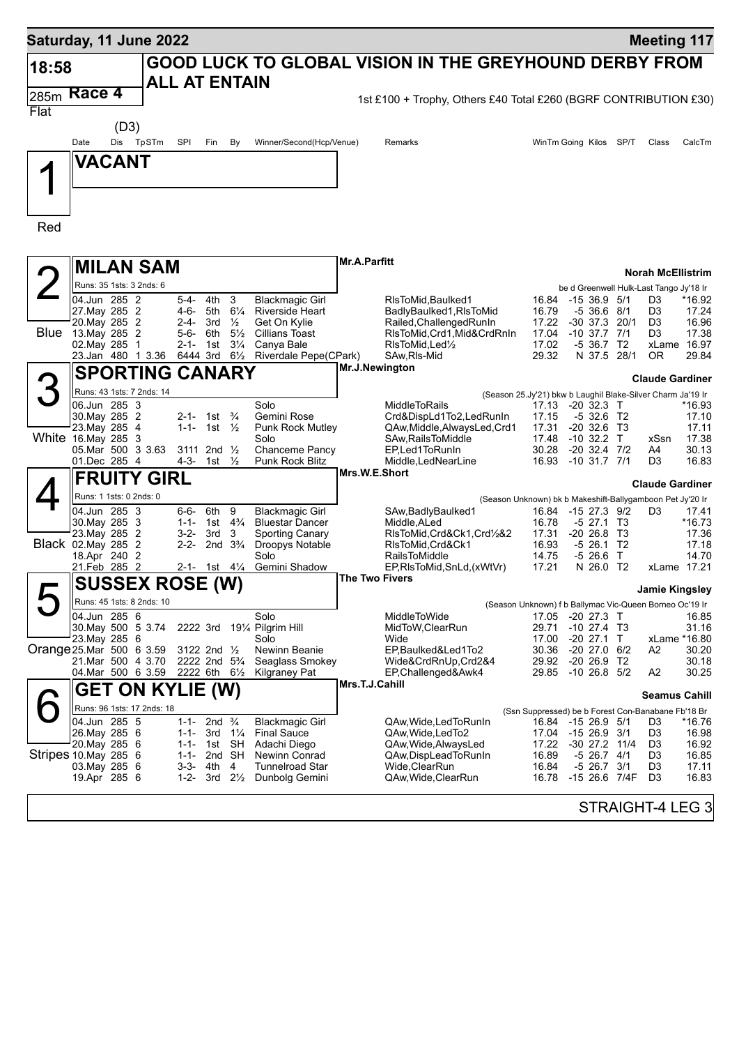**Saturday, 11 June 2022** — **Meeting 117**

# 18:58 — GOOD LUCK TO GLOBAL VISION IN THE GREYHOUND DERBY FROM ALL AT ENTAIN

**285m Flat — Race 4 — (D3)**

1st £100 + Trophy, Others £40 Total £260 (BGRF CONTRIBUTION £30)

| Date | Dis | TpSTm | SPI | Fin | By | Winner/Second(Hcp/Venue) | Remarks | WinTm | Going | Kilos | SP/T | Class | CalcTm |
|---|---|---|---|---|---|---|---|---|---|---|---|---|---|

## 1 (Red) — VACANT

## 2 (Blue) — MILAN SAM
Mr.A.Parfitt — **Norah McEllistrim**
Runs: 35 1sts: 3 2nds: 6 — be d Greenwell Hulk-Last Tango Jy'18 Ir

| Date | Dis | TpSTm | SPI | Fin | By | Winner/Second(Hcp/Venue) | Remarks | WinTm | Going | Kilos | SP/T | Class | CalcTm |
|---|---|---|---|---|---|---|---|---|---|---|---|---|---|
| 04.Jun | 285 | 2 | 5-4- | 4th | 3 | Blackmagic Girl | RlsToMid,Baulked1 | 16.84 | -15 | 36.9 | 5/1 | D3 | *16.92 |
| 27.May | 285 | 2 | 4-6- | 5th | 6¼ | Riverside Heart | BadlyBaulked1,RlsToMid | 16.79 | -5 | 36.6 | 8/1 | D3 | 17.24 |
| 20.May | 285 | 2 | 2-4- | 3rd | ½ | Get On Kylie | Railed,ChallengedRunIn | 17.22 | -30 | 37.3 | 20/1 | D3 | 16.96 |
| 13.May | 285 | 2 | 5-6- | 6th | 5½ | Cillians Toast | RlsToMid,Crd1,Mid&CrdRnIn | 17.04 | -10 | 37.7 | 7/1 | D3 | 17.38 |
| 02.May | 285 | 1 | 2-1- | 1st | 3¼ | Canya Bale | RlsToMid,Led½ | 17.02 | -5 | 36.7 | T2 | xLame | 16.97 |
| 23.Jan | 480 | 1 3.36 | 6444 | 3rd | 6½ | Riverdale Pepe(CPark) | SAw,Rls-Mid | 29.32 | N | 37.5 | 28/1 | OR | 29.84 |

## 3 (White) — SPORTING CANARY
Mr.J.Newington — **Claude Gardiner**
Runs: 43 1sts: 7 2nds: 14 — (Season 25.Jy'21) bkw b Laughil Blake-Silver Charm Ja'19 Ir

| Date | Dis | TpSTm | SPI | Fin | By | Winner/Second(Hcp/Venue) | Remarks | WinTm | Going | Kilos | SP/T | Class | CalcTm |
|---|---|---|---|---|---|---|---|---|---|---|---|---|---|
| 06.Jun | 285 | 3 | | | | Solo | MiddleToRails | 17.13 | -20 | 32.3 | T | | *16.93 |
| 30.May | 285 | 2 | 2-1- | 1st | ¾ | Gemini Rose | Crd&DispLd1To2,LedRunIn | 17.15 | -5 | 32.6 | T2 | | 17.10 |
| 23.May | 285 | 4 | 1-1- | 1st | ½ | Punk Rock Mutley | QAw,Middle,AlwaysLed,Crd1 | 17.31 | -20 | 32.6 | T3 | | 17.11 |
| 16.May | 285 | 3 | | | | Solo | SAw,RailsToMiddle | 17.48 | -10 | 32.2 | T | xSsn | 17.38 |
| 05.Mar | 500 | 3 3.63 | 3111 | 2nd | ½ | Chanceme Pancy | EP,Led1ToRunIn | 30.28 | -20 | 32.4 | 7/2 | A4 | 30.13 |
| 01.Dec | 285 | 4 | 4-3- | 1st | ½ | Punk Rock Blitz | Middle,LedNearLine | 16.93 | -10 | 31.7 | 7/1 | D3 | 16.83 |

## 4 (Black) — FRUITY GIRL
Mrs.W.E.Short — **Claude Gardiner**
Runs: 1 1sts: 0 2nds: 0 — (Season Unknown) bk b Makeshift-Ballygamboon Pet Jy'20 Ir

| Date | Dis | TpSTm | SPI | Fin | By | Winner/Second(Hcp/Venue) | Remarks | WinTm | Going | Kilos | SP/T | Class | CalcTm |
|---|---|---|---|---|---|---|---|---|---|---|---|---|---|
| 04.Jun | 285 | 3 | 6-6- | 6th | 9 | Blackmagic Girl | SAw,BadlyBaulked1 | 16.84 | -15 | 27.3 | 9/2 | D3 | 17.41 |
| 30.May | 285 | 3 | 1-1- | 1st | 4¾ | Bluestar Dancer | Middle,ALed | 16.78 | -5 | 27.1 | T3 | | *16.73 |
| 23.May | 285 | 2 | 3-2- | 3rd | 3 | Sporting Canary | RlsToMid,Crd&Ck1,Crd½&2 | 17.31 | -20 | 26.8 | T3 | | 17.36 |
| 02.May | 285 | 2 | 2-2- | 2nd | 3¾ | Droopys Notable | RlsToMid,Crd&Ck1 | 16.93 | -5 | 26.1 | T2 | | 17.18 |
| 18.Apr | 240 | 2 | | | | Solo | RailsToMiddle | 14.75 | -5 | 26.6 | T | | 14.70 |
| 21.Feb | 285 | 2 | 2-1- | 1st | 4¼ | Gemini Shadow | EP,RlsToMid,SnLd,(xWtVr) | 17.21 | N | 26.0 | T2 | xLame | 17.21 |

## 5 (Orange) — SUSSEX ROSE (W)
The Two Fivers — **Jamie Kingsley**
Runs: 45 1sts: 8 2nds: 10 — (Season Unknown) f b Ballymac Vic-Queen Borneo Oc'19 Ir

| Date | Dis | TpSTm | SPI | Fin | By | Winner/Second(Hcp/Venue) | Remarks | WinTm | Going | Kilos | SP/T | Class | CalcTm |
|---|---|---|---|---|---|---|---|---|---|---|---|---|---|
| 04.Jun | 285 | 6 | | | | Solo | MiddleToWide | 17.05 | -20 | 27.3 | T | | 16.85 |
| 30.May | 500 | 5 3.74 | 2222 | 3rd | 19¼ | Pilgrim Hill | MidToW,ClearRun | 29.71 | -10 | 27.4 | T3 | | 31.16 |
| 23.May | 285 | 6 | | | | Solo | Wide | 17.00 | -20 | 27.1 | T | xLame | *16.80 |
| 25.Mar | 500 | 6 3.59 | 3122 | 2nd | ½ | Newinn Beanie | EP,Baulked&Led1To2 | 30.36 | -20 | 27.0 | 6/2 | A2 | 30.20 |
| 21.Mar | 500 | 4 3.70 | 2222 | 2nd | 5¾ | Seaglass Smokey | Wide&CrdRnUp,Crd2&4 | 29.92 | -20 | 26.9 | T2 | | 30.18 |
| 04.Mar | 500 | 6 3.59 | 2222 | 6th | 6½ | Kilgraney Pat | EP,Challenged&Awk4 | 29.85 | -10 | 26.8 | 5/2 | A2 | 30.25 |

## 6 (Stripes) — GET ON KYLIE (W)
Mrs.T.J.Cahill — **Seamus Cahill**
Runs: 96 1sts: 17 2nds: 18 — (Ssn Suppressed) be b Forest Con-Banabane Fb'18 Br

| Date | Dis | TpSTm | SPI | Fin | By | Winner/Second(Hcp/Venue) | Remarks | WinTm | Going | Kilos | SP/T | Class | CalcTm |
|---|---|---|---|---|---|---|---|---|---|---|---|---|---|
| 04.Jun | 285 | 5 | 1-1- | 2nd | ¾ | Blackmagic Girl | QAw,Wide,LedToRunIn | 16.84 | -15 | 26.9 | 5/1 | D3 | *16.76 |
| 26.May | 285 | 6 | 1-1- | 3rd | 1¼ | Final Sauce | QAw,Wide,LedTo2 | 17.04 | -15 | 26.9 | 3/1 | D3 | 16.98 |
| 20.May | 285 | 6 | 1-1- | 1st | SH | Adachi Diego | QAw,Wide,AlwaysLed | 17.22 | -30 | 27.2 | 11/4 | D3 | 16.92 |
| 10.May | 285 | 6 | 1-1- | 2nd | SH | Newinn Conrad | QAw,DispLeadToRunIn | 16.89 | -5 | 26.7 | 4/1 | D3 | 16.85 |
| 03.May | 285 | 6 | 3-3- | 4th | 4 | Tunnelroad Star | Wide,ClearRun | 16.84 | -5 | 26.7 | 3/1 | D3 | 17.11 |
| 19.Apr | 285 | 6 | 1-2- | 3rd | 2½ | Dunbolg Gemini | QAw,Wide,ClearRun | 16.78 | -15 | 26.6 | 7/4F | D3 | 16.83 |

STRAIGHT-4 LEG 3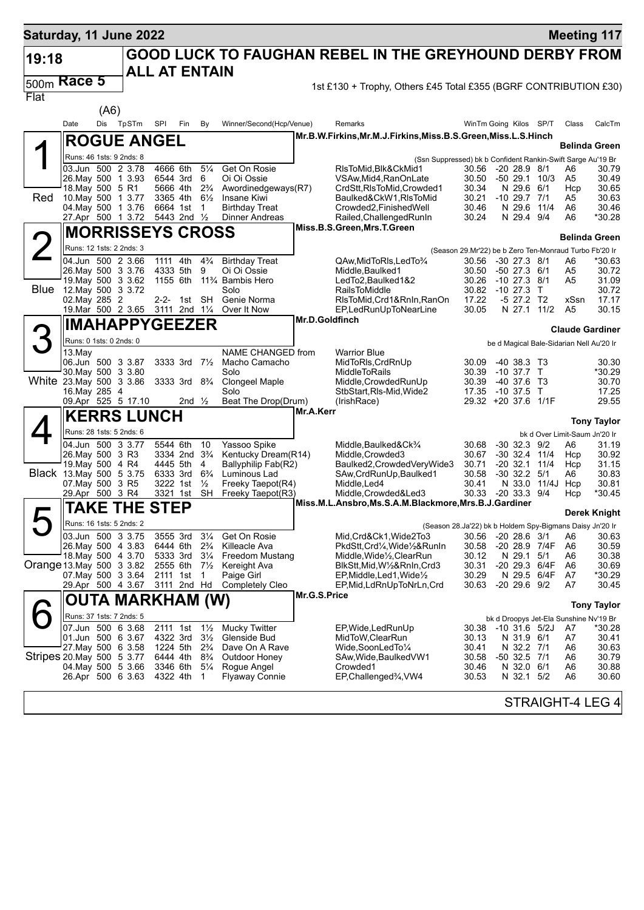**Saturday, 11 June 2022** — **Meeting 117**

# 19:18 — GOOD LUCK TO FAUGHAN REBEL IN THE GREYHOUND DERBY FROM ALL AT ENTAIN

**500m Race 5** — Flat — (A6)

1st £130 + Trophy, Others £45 Total £355 (BGRF CONTRIBUTION £30)

## 1 (Red) ROGUE ANGEL — Belinda Green

Mr.B.W.Firkins,Mr.M.J.Firkins,Miss.B.S.Green,Miss.L.S.Hinch

Runs: 46 1sts: 9 2nds: 8 — (Ssn Suppressed) bk b Confident Rankin-Swift Sarge Au'19 Br

| Date | Dis | TpSTm | SPl | Fin | By | Winner/Second(Hcp/Venue) | Remarks | WinTm | Going | Kilos | SP/T | Class | CalcTm |
|---|---|---|---|---|---|---|---|---|---|---|---|---|---|
| 03.Jun | 500 | 2 3.78 | 4666 | 6th | 5¼ | Get On Rosie | RlsToMid,Blk&CkMid1 | 30.56 | -20 | 28.9 | 8/1 | A6 | 30.79 |
| 26.May | 500 | 1 3.93 | 6544 | 3rd | 6 | Oi Oi Ossie | VSAw,Mid4,RanOnLate | 30.50 | -50 | 29.1 | 10/3 | A5 | 30.49 |
| 18.May | 500 | 5 R1 | 5666 | 4th | 2¾ | Awordinedgeways(R7) | CrdStt,RlsToMid,Crowded1 | 30.34 | N | 29.6 | 6/1 | Hcp | 30.65 |
| 10.May | 500 | 1 3.77 | 3365 | 4th | 6½ | Insane Kiwi | Baulked&CkW1,RlsToMid | 30.21 | -10 | 29.7 | 7/1 | A5 | 30.63 |
| 04.May | 500 | 1 3.76 | 6664 | 1st | 1 | Birthday Treat | Crowded2,FinishedWell | 30.46 | N | 29.6 | 11/4 | A6 | 30.46 |
| 27.Apr | 500 | 1 3.72 | 5443 | 2nd | ½ | Dinner Andreas | Railed,ChallengedRunIn | 30.24 | N | 29.4 | 9/4 | A6 | *30.28 |

## 2 (Blue) MORRISSEYS CROSS — Belinda Green

Miss.B.S.Green,Mrs.T.Green

Runs: 12 1sts: 2 2nds: 3 — (Season 29.Mr'22) be b Zero Ten-Monraud Turbo Fb'20 Ir

| Date | Dis | TpSTm | SPl | Fin | By | Winner/Second(Hcp/Venue) | Remarks | WinTm | Going | Kilos | SP/T | Class | CalcTm |
|---|---|---|---|---|---|---|---|---|---|---|---|---|---|
| 04.Jun | 500 | 2 3.66 | 1111 | 4th | 4¾ | Birthday Treat | QAw,MidToRls,LedTo¾ | 30.56 | -30 | 27.3 | 8/1 | A6 | *30.63 |
| 26.May | 500 | 3 3.76 | 4333 | 5th | 9 | Oi Oi Ossie | Middle,Baulked1 | 30.50 | -50 | 27.3 | 6/1 | A5 | 30.72 |
| 19.May | 500 | 3 3.62 | 1155 | 6th | 11¾ | Bambis Hero | LedTo2,Baulked1&2 | 30.26 | -10 | 27.3 | 8/1 | A5 | 31.09 |
| 12.May | 500 | 3 3.72 | | | | Solo | RailsToMiddle | 30.82 | -10 | 27.3 | T | | 30.72 |
| 02.May | 285 | 2 | 2-2- | 1st | SH | Genie Norma | RlsToMid,Crd1&RnIn,RanOn | 17.22 | -5 | 27.2 | T2 | xSsn | 17.17 |
| 19.Mar | 500 | 2 3.65 | 3111 | 2nd | 1¼ | Over It Now | EP,LedRunUpToNearLine | 30.05 | N | 27.1 | 11/2 | A5 | 30.15 |

## 3 (White) IMAHAPPYGEEZER — Claude Gardiner

Mr.D.Goldfinch

Runs: 0 1sts: 0 2nds: 0 — be d Magical Bale-Sidarian Nell Au'20 Ir

| Date | Dis | TpSTm | SPl | Fin | By | Winner/Second(Hcp/Venue) | Remarks | WinTm | Going | Kilos | SP/T | Class | CalcTm |
|---|---|---|---|---|---|---|---|---|---|---|---|---|---|
| 13.May | | | | | | NAME CHANGED from | Warrior Blue | | | | | | |
| 06.Jun | 500 | 3 3.87 | 3333 | 3rd | 7½ | Macho Camacho | MidToRls,CrdRnUp | 30.09 | -40 | 38.3 | T3 | | 30.30 |
| 30.May | 500 | 3 3.80 | | | | Solo | MiddleToRails | 30.39 | -10 | 37.7 | T | | *30.29 |
| 23.May | 500 | 3 3.86 | 3333 | 3rd | 8¾ | Clongeel Maple | Middle,CrowdedRunUp | 30.39 | -40 | 37.6 | T3 | | 30.70 |
| 16.May | 285 | 4 | | | | Solo | StbStart,Rls-Mid,Wide2 | 17.35 | -10 | 37.5 | T | | 17.25 |
| 09.Apr | 525 | 5 17.10 | | 2nd | ½ | Beat The Drop(Drum) | (IrishRace) | 29.32 | +20 | 37.6 | 1/1F | | 29.55 |

## 4 (Black) KERRS LUNCH — Tony Taylor

Mr.A.Kerr

Runs: 28 1sts: 5 2nds: 6 — bk d Over Limit-Saum Jn'20 Ir

| Date | Dis | TpSTm | SPl | Fin | By | Winner/Second(Hcp/Venue) | Remarks | WinTm | Going | Kilos | SP/T | Class | CalcTm |
|---|---|---|---|---|---|---|---|---|---|---|---|---|---|
| 04.Jun | 500 | 3 3.77 | 5544 | 6th | 10 | Yassoo Spike | Middle,Baulked&Ck¾ | 30.68 | -30 | 32.3 | 9/2 | A6 | 31.19 |
| 26.May | 500 | 3 R3 | 3334 | 2nd | 3¾ | Kentucky Dream(R14) | Middle,Crowded3 | 30.67 | -30 | 32.4 | 11/4 | Hcp | 30.92 |
| 19.May | 500 | 4 R4 | 4445 | 5th | 4 | Ballyphilip Fab(R2) | Baulked2,CrowdedVeryWide3 | 30.71 | -20 | 32.1 | 11/4 | Hcp | 31.15 |
| 13.May | 500 | 5 3.75 | 6333 | 3rd | 6¾ | Luminous Lad | SAw,CrdRunUp,Baulked1 | 30.58 | -30 | 32.2 | 5/1 | A6 | 30.83 |
| 07.May | 500 | 3 R5 | 3222 | 1st | ½ | Freeky Taepot(R4) | Middle,Led4 | 30.41 | N | 33.0 | 11/4J | Hcp | 30.81 |
| 29.Apr | 500 | 3 R4 | 3321 | 1st | SH | Freeky Taepot(R3) | Middle,Crowded&Led3 | 30.33 | -20 | 33.3 | 9/4 | Hcp | *30.45 |

## 5 (Orange) TAKE THE STEP — Derek Knight

Miss.M.L.Ansbro,Ms.S.A.M.Blackmore,Mrs.B.J.Gardiner

Runs: 16 1sts: 5 2nds: 2 — (Season 28.Ja'22) bk b Holdem Spy-Bigmans Daisy Jn'20 Ir

| Date | Dis | TpSTm | SPl | Fin | By | Winner/Second(Hcp/Venue) | Remarks | WinTm | Going | Kilos | SP/T | Class | CalcTm |
|---|---|---|---|---|---|---|---|---|---|---|---|---|---|
| 03.Jun | 500 | 3 3.75 | 3555 | 3rd | 3¼ | Get On Rosie | Mid,Crd&Ck1,Wide2To3 | 30.56 | -20 | 28.6 | 3/1 | A6 | 30.63 |
| 26.May | 500 | 4 3.83 | 6444 | 6th | 2¾ | Killeacle Ava | PkdStt,Crd¼,Wide½&RunIn | 30.58 | -20 | 28.9 | 7/4F | A6 | 30.59 |
| 18.May | 500 | 4 3.70 | 5333 | 3rd | 3¼ | Freedom Mustang | Middle,Wide½,ClearRun | 30.12 | N | 29.1 | 5/1 | A6 | 30.38 |
| 13.May | 500 | 3 3.82 | 2555 | 6th | 7½ | Kereight Ava | BlkStt,Mid,W½&RnIn,Crd3 | 30.31 | -20 | 29.3 | 6/4F | A6 | 30.69 |
| 07.May | 500 | 3 3.64 | 2111 | 1st | 1 | Paige Girl | EP,Middle,Led1,Wide½ | 30.29 | N | 29.5 | 6/4F | A7 | *30.29 |
| 29.Apr | 500 | 4 3.67 | 3111 | 2nd | Hd | Completely Cleo | EP,Mid,LdRnUpToNrLn,Crd | 30.63 | -20 | 29.6 | 9/2 | A7 | 30.45 |

## 6 (Stripes) OUTA MARKHAM (W) — Tony Taylor

Mr.G.S.Price

Runs: 37 1sts: 7 2nds: 5 — bk d Droopys Jet-Ela Sunshine Nv'19 Br

| Date | Dis | TpSTm | SPl | Fin | By | Winner/Second(Hcp/Venue) | Remarks | WinTm | Going | Kilos | SP/T | Class | CalcTm |
|---|---|---|---|---|---|---|---|---|---|---|---|---|---|
| 07.Jun | 500 | 6 3.68 | 2111 | 1st | 1½ | Mucky Twitter | EP,Wide,LedRunUp | 30.38 | -10 | 31.6 | 5/2J | A7 | *30.28 |
| 01.Jun | 500 | 6 3.67 | 4322 | 3rd | 3½ | Glenside Bud | MidToW,ClearRun | 30.13 | N | 31.9 | 6/1 | A7 | 30.41 |
| 27.May | 500 | 6 3.58 | 1224 | 5th | 2¾ | Dave On A Rave | Wide,SoonLedTo¼ | 30.41 | N | 32.2 | 7/1 | A6 | 30.63 |
| 20.May | 500 | 5 3.77 | 6444 | 4th | 8¾ | Outdoor Honey | SAw,Wide,BaulkedVW1 | 30.58 | -50 | 32.5 | 7/1 | A6 | 30.79 |
| 04.May | 500 | 5 3.66 | 3346 | 6th | 5¼ | Rogue Angel | Crowded1 | 30.46 | N | 32.0 | 6/1 | A6 | 30.88 |
| 26.Apr | 500 | 6 3.63 | 4322 | 4th | 1 | Flyaway Connie | EP,Challenged¾,VW4 | 30.53 | N | 32.1 | 5/2 | A6 | 30.60 |

STRAIGHT-4 LEG 4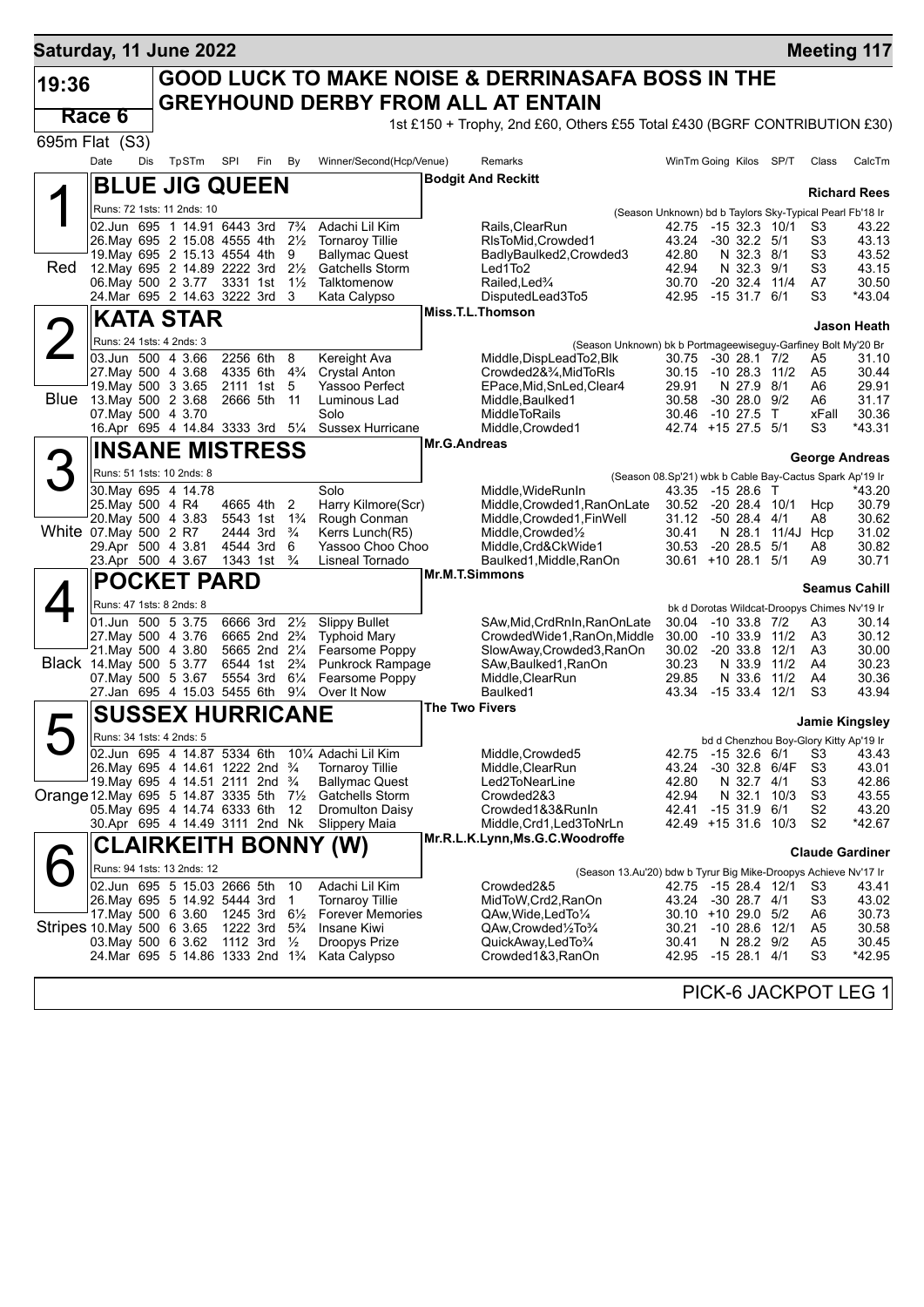**Saturday, 11 June 2022** — **Meeting 117**

# 19:36 Race 6 — GOOD LUCK TO MAKE NOISE & DERRINASAFA BOSS IN THE GREYHOUND DERBY FROM ALL AT ENTAIN

695m Flat (S3)

1st £150 + Trophy, 2nd £60, Others £55 Total £430 (BGRF CONTRIBUTION £30)

| Date | Dis | TpSTm | SPI | Fin | By | Winner/Second(Hcp/Venue) | Remarks | WinTm | Going | Kilos | SP/T | Class | CalcTm |
|---|---|---|---|---|---|---|---|---|---|---|---|---|---|

## 1 (Red) BLUE JIG QUEEN — Bodgit And Reckitt — Richard Rees

Runs: 72 1sts: 11 2nds: 10 — (Season Unknown) bd b Taylors Sky-Typical Pearl Fb'18 Ir

| Date | Dis | TpSTm | SPI | Fin | By | Winner/Second(Hcp/Venue) | Remarks | WinTm | Going | Kilos | SP/T | Class | CalcTm |
|---|---|---|---|---|---|---|---|---|---|---|---|---|---|
| 02.Jun | 695 | 1 14.91 | 6443 | 3rd | 7¾ | Adachi Lil Kim | Rails,ClearRun | 42.75 | -15 | 32.3 | 10/1 | S3 | 43.22 |
| 26.May | 695 | 2 15.08 | 4555 | 4th | 2½ | Tornaroy Tillie | RlsToMid,Crowded1 | 43.24 | -30 | 32.2 | 5/1 | S3 | 43.13 |
| 19.May | 695 | 2 15.13 | 4554 | 4th | 9 | Ballymac Quest | BadlyBaulked2,Crowded3 | 42.80 | N | 32.3 | 8/1 | S3 | 43.52 |
| 12.May | 695 | 2 14.89 | 2222 | 3rd | 2½ | Gatchells Storm | Led1To2 | 42.94 | N | 32.3 | 9/1 | S3 | 43.15 |
| 06.May | 500 | 2 3.77 | 3331 | 1st | 1½ | Talktomenow | Railed,Led¾ | 30.70 | -20 | 32.4 | 11/4 | A7 | 30.50 |
| 24.Mar | 695 | 2 14.63 | 3222 | 3rd | 3 | Kata Calypso | DisputedLead3To5 | 42.95 | -15 | 31.7 | 6/1 | S3 | *43.04 |

## 2 (Blue) KATA STAR — Miss.T.L.Thomson — Jason Heath

Runs: 24 1sts: 4 2nds: 3 — (Season Unknown) bk b Portmageewiseguy-Garfiney Bolt My'20 Br

| Date | Dis | TpSTm | SPI | Fin | By | Winner/Second(Hcp/Venue) | Remarks | WinTm | Going | Kilos | SP/T | Class | CalcTm |
|---|---|---|---|---|---|---|---|---|---|---|---|---|---|
| 03.Jun | 500 | 4 3.66 | 2256 | 6th | 8 | Kereight Ava | Middle,DispLeadTo2,Blk | 30.75 | -30 | 28.1 | 7/2 | A5 | 31.10 |
| 27.May | 500 | 4 3.68 | 4335 | 6th | 4¾ | Crystal Anton | Crowded2&¾,MidToRls | 30.15 | -10 | 28.3 | 11/2 | A5 | 30.44 |
| 19.May | 500 | 3 3.65 | 2111 | 1st | 5 | Yassoo Perfect | EPace,Mid,SnLed,Clear4 | 29.91 | N | 27.9 | 8/1 | A6 | 29.91 |
| 13.May | 500 | 2 3.68 | 2666 | 5th | 11 | Luminous Lad | Middle,Baulked1 | 30.58 | -30 | 28.0 | 9/2 | A6 | 31.17 |
| 07.May | 500 | 4 3.70 | | | | Solo | MiddleToRails | 30.46 | -10 | 27.5 | T | xFall | 30.36 |
| 16.Apr | 695 | 4 14.84 | 3333 | 3rd | 5¼ | Sussex Hurricane | Middle,Crowded1 | 42.74 | +15 | 27.5 | 5/1 | S3 | *43.31 |

## 3 (White) INSANE MISTRESS — Mr.G.Andreas — George Andreas

Runs: 51 1sts: 10 2nds: 8 — (Season 08.Sp'21) wbk b Cable Bay-Cactus Spark Ap'19 Ir

| Date | Dis | TpSTm | SPI | Fin | By | Winner/Second(Hcp/Venue) | Remarks | WinTm | Going | Kilos | SP/T | Class | CalcTm |
|---|---|---|---|---|---|---|---|---|---|---|---|---|---|
| 30.May | 695 | 4 14.78 | | | | Solo | Middle,WideRunIn | 43.35 | -15 | 28.6 | T | | *43.20 |
| 25.May | 500 | 4 R4 | 4665 | 4th | 2 | Harry Kilmore(Scr) | Middle,Crowded1,RanOnLate | 30.52 | -20 | 28.4 | 10/1 | Hcp | 30.79 |
| 20.May | 500 | 4 3.83 | 5543 | 1st | 1¾ | Rough Conman | Middle,Crowded1,FinWell | 31.12 | -50 | 28.4 | 4/1 | A8 | 30.62 |
| 07.May | 500 | 2 R7 | 2444 | 3rd | ¾ | Kerrs Lunch(R5) | Middle,Crowded½ | 30.41 | N | 28.1 | 11/4J | Hcp | 31.02 |
| 29.Apr | 500 | 4 3.81 | 4544 | 3rd | 6 | Yassoo Choo Choo | Middle,Crd&CkWide1 | 30.53 | -20 | 28.5 | 5/1 | A8 | 30.82 |
| 23.Apr | 500 | 4 3.67 | 1343 | 1st | ¾ | Lisneal Tornado | Baulked1,Middle,RanOn | 30.61 | +10 | 28.1 | 5/1 | A9 | 30.71 |

## 4 (Black) POCKET PARD — Mr.M.T.Simmons — Seamus Cahill

Runs: 47 1sts: 8 2nds: 8 — bk d Dorotas Wildcat-Droopys Chimes Nv'19 Ir

| Date | Dis | TpSTm | SPI | Fin | By | Winner/Second(Hcp/Venue) | Remarks | WinTm | Going | Kilos | SP/T | Class | CalcTm |
|---|---|---|---|---|---|---|---|---|---|---|---|---|---|
| 01.Jun | 500 | 5 3.75 | 6666 | 3rd | 2½ | Slippy Bullet | SAw,Mid,CrdRnIn,RanOnLate | 30.04 | -10 | 33.8 | 7/2 | A3 | 30.14 |
| 27.May | 500 | 4 3.76 | 6665 | 2nd | 2¾ | Typhoid Mary | CrowdedWide1,RanOn,Middle | 30.00 | -10 | 33.9 | 11/2 | A3 | 30.12 |
| 21.May | 500 | 4 3.80 | 5665 | 2nd | 2¼ | Fearsome Poppy | SlowAway,Crowded3,RanOn | 30.02 | -20 | 33.8 | 12/1 | A3 | 30.00 |
| 14.May | 500 | 5 3.77 | 6544 | 1st | 2¾ | Punkrock Rampage | SAw,Baulked1,RanOn | 30.23 | N | 33.9 | 11/2 | A4 | 30.23 |
| 07.May | 500 | 5 3.67 | 5554 | 3rd | 6¼ | Fearsome Poppy | Middle,ClearRun | 29.85 | N | 33.6 | 11/2 | A4 | 30.36 |
| 27.Jan | 695 | 4 15.03 | 5455 | 6th | 9¼ | Over It Now | Baulked1 | 43.34 | -15 | 33.4 | 12/1 | S3 | 43.94 |

## 5 (Orange) SUSSEX HURRICANE — The Two Fivers — Jamie Kingsley

Runs: 34 1sts: 4 2nds: 5 — bd d Chenzhou Boy-Glory Kitty Ap'19 Ir

| Date | Dis | TpSTm | SPI | Fin | By | Winner/Second(Hcp/Venue) | Remarks | WinTm | Going | Kilos | SP/T | Class | CalcTm |
|---|---|---|---|---|---|---|---|---|---|---|---|---|---|
| 02.Jun | 695 | 4 14.87 | 5334 | 6th | 10¼ | Adachi Lil Kim | Middle,Crowded5 | 42.75 | -15 | 32.6 | 6/1 | S3 | 43.43 |
| 26.May | 695 | 4 14.61 | 1222 | 2nd | ¾ | Tornaroy Tillie | Middle,ClearRun | 43.24 | -30 | 32.8 | 6/4F | S3 | 43.01 |
| 19.May | 695 | 4 14.51 | 2111 | 2nd | ¾ | Ballymac Quest | Led2ToNearLine | 42.80 | N | 32.7 | 4/1 | S3 | 42.86 |
| 12.May | 695 | 5 14.87 | 3335 | 5th | 7½ | Gatchells Storm | Crowded2&3 | 42.94 | N | 32.1 | 10/3 | S3 | 43.55 |
| 05.May | 695 | 4 14.74 | 6333 | 6th | 12 | Dromulton Daisy | Crowded1&3&RunIn | 42.41 | -15 | 31.9 | 6/1 | S2 | 43.20 |
| 30.Apr | 695 | 4 14.49 | 3111 | 2nd | Nk | Slippery Maia | Middle,Crd1,Led3ToNrLn | 42.49 | +15 | 31.6 | 10/3 | S2 | *42.67 |

## 6 (Stripes) CLAIRKEITH BONNY (W) — Mr.R.L.K.Lynn,Ms.G.C.Woodroffe — Claude Gardiner

Runs: 94 1sts: 13 2nds: 12 — (Season 13.Au'20) bdw b Tyrur Big Mike-Droopys Achieve Nv'17 Ir

| Date | Dis | TpSTm | SPI | Fin | By | Winner/Second(Hcp/Venue) | Remarks | WinTm | Going | Kilos | SP/T | Class | CalcTm |
|---|---|---|---|---|---|---|---|---|---|---|---|---|---|
| 02.Jun | 695 | 5 15.03 | 2666 | 5th | 10 | Adachi Lil Kim | Crowded2&5 | 42.75 | -15 | 28.4 | 12/1 | S3 | 43.41 |
| 26.May | 695 | 5 14.92 | 5444 | 3rd | 1 | Tornaroy Tillie | MidToW,Crd2,RanOn | 43.24 | -30 | 28.7 | 4/1 | S3 | 43.02 |
| 17.May | 500 | 6 3.60 | 1245 | 3rd | 6½ | Forever Memories | QAw,Wide,LedTo¼ | 30.10 | +10 | 29.0 | 5/2 | A6 | 30.73 |
| 10.May | 500 | 6 3.65 | 1222 | 3rd | 5¾ | Insane Kiwi | QAw,Crowded½To¾ | 30.21 | -10 | 28.6 | 12/1 | A5 | 30.58 |
| 03.May | 500 | 6 3.62 | 1112 | 3rd | ½ | Droopys Prize | QuickAway,LedTo¾ | 30.41 | N | 28.2 | 9/2 | A5 | 30.45 |
| 24.Mar | 695 | 5 14.86 | 1333 | 2nd | 1¾ | Kata Calypso | Crowded1&3,RanOn | 42.95 | -15 | 28.1 | 4/1 | S3 | *42.95 |

PICK-6 JACKPOT LEG 1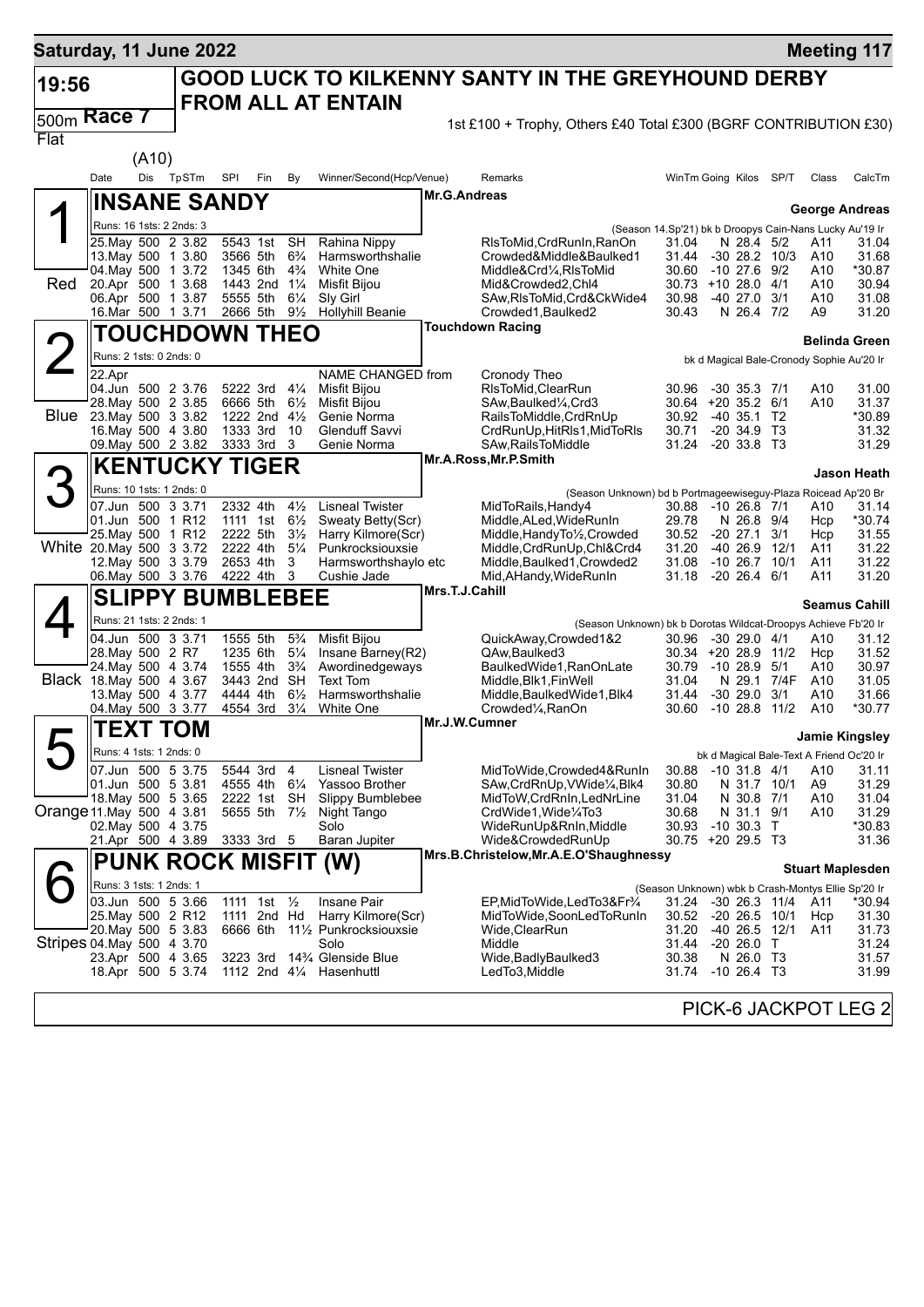**Saturday, 11 June 2022** — **Meeting 117**

# 19:56 — GOOD LUCK TO KILKENNY SANTY IN THE GREYHOUND DERBY FROM ALL AT ENTAIN

**500m Race 7** — Flat — (A10)

1st £100 + Trophy, Others £40 Total £300 (BGRF CONTRIBUTION £30)

| Date | Dis | TpSTm | SPI | Fin | By | Winner/Second(Hcp/Venue) | Remarks | WinTm | Going | Kilos | SP/T | Class | CalcTm |
|---|---|---|---|---|---|---|---|---|---|---|---|---|---|

## 1 (Red) INSANE SANDY — Mr.G.Andreas — George Andreas

Runs: 16 1sts: 2 2nds: 3 — (Season 14.Sp'21) bk b Droopys Cain-Nans Lucky Au'19 Ir

| Date | Dis | TpSTm | SPI | Fin | By | Winner/Second(Hcp/Venue) | Remarks | WinTm | Going | Kilos | SP/T | Class | CalcTm |
|---|---|---|---|---|---|---|---|---|---|---|---|---|---|
| 25.May | 500 | 2 3.82 | 5543 | 1st | SH | Rahina Nippy | RlsToMid,CrdRunIn,RanOn | 31.04 | N | 28.4 | 5/2 | A11 | 31.04 |
| 13.May | 500 | 1 3.80 | 3566 | 5th | 6¾ | Harmsworthshalie | Crowded&Middle&Baulked1 | 31.44 | -30 | 28.2 | 10/3 | A10 | 31.68 |
| 04.May | 500 | 1 3.72 | 1345 | 6th | 4¾ | White One | Middle&Crd¼,RlsToMid | 30.60 | -10 | 27.6 | 9/2 | A10 | *30.87 |
| 20.Apr | 500 | 1 3.68 | 1443 | 2nd | 1¼ | Misfit Bijou | Mid&Crowded2,Chl4 | 30.73 | +10 | 28.0 | 4/1 | A10 | 30.94 |
| 06.Apr | 500 | 1 3.87 | 5555 | 5th | 6¼ | Sly Girl | SAw,RlsToMid,Crd&CkWide4 | 30.98 | -40 | 27.0 | 3/1 | A10 | 31.08 |
| 16.Mar | 500 | 1 3.71 | 2666 | 5th | 9½ | Hollyhill Beanie | Crowded1,Baulked2 | 30.43 | N | 26.4 | 7/2 | A9 | 31.20 |

## 2 (Blue) TOUCHDOWN THEO — Touchdown Racing — Belinda Green

Runs: 2 1sts: 0 2nds: 0 — bk d Magical Bale-Cronody Sophie Au'20 Ir

| Date | Dis | TpSTm | SPI | Fin | By | Winner/Second(Hcp/Venue) | Remarks | WinTm | Going | Kilos | SP/T | Class | CalcTm |
|---|---|---|---|---|---|---|---|---|---|---|---|---|---|
| 22.Apr | | | | | | NAME CHANGED from | Cronody Theo | | | | | | |
| 04.Jun | 500 | 2 3.76 | 5222 | 3rd | 4¼ | Misfit Bijou | RlsToMid,ClearRun | 30.96 | -30 | 35.3 | 7/1 | A10 | 31.00 |
| 28.May | 500 | 2 3.85 | 6666 | 5th | 6½ | Misfit Bijou | SAw,Baulked¼,Crd3 | 30.64 | +20 | 35.2 | 6/1 | A10 | 31.37 |
| 23.May | 500 | 3 3.82 | 1222 | 2nd | 4½ | Genie Norma | RailsToMiddle,CrdRnUp | 30.92 | -40 | 35.1 | T2 | | *30.89 |
| 16.May | 500 | 4 3.80 | 1333 | 3rd | 10 | Glenduff Savvi | CrdRunUp,HitRls1,MidToRls | 30.71 | -20 | 34.9 | T3 | | 31.32 |
| 09.May | 500 | 2 3.82 | 3333 | 3rd | 3 | Genie Norma | SAw,RailsToMiddle | 31.24 | -20 | 33.8 | T3 | | 31.29 |

## 3 (White) KENTUCKY TIGER — Mr.A.Ross,Mr.P.Smith — Jason Heath

Runs: 10 1sts: 1 2nds: 0 — (Season Unknown) bd b Portmageewiseguy-Plaza Roicead Ap'20 Br

| Date | Dis | TpSTm | SPI | Fin | By | Winner/Second(Hcp/Venue) | Remarks | WinTm | Going | Kilos | SP/T | Class | CalcTm |
|---|---|---|---|---|---|---|---|---|---|---|---|---|---|
| 07.Jun | 500 | 3 3.71 | 2332 | 4th | 4½ | Lisneal Twister | MidToRails,Handy4 | 30.88 | -10 | 26.8 | 7/1 | A10 | 31.14 |
| 01.Jun | 500 | 1 R12 | 1111 | 1st | 6½ | Sweaty Betty(Scr) | Middle,ALed,WideRunIn | 29.78 | N | 26.8 | 9/4 | Hcp | *30.74 |
| 25.May | 500 | 1 R12 | 2222 | 5th | 3½ | Harry Kilmore(Scr) | Middle,HandyTo½,Crowded | 30.52 | -20 | 27.1 | 3/1 | Hcp | 31.55 |
| 20.May | 500 | 3 3.72 | 2222 | 4th | 5¼ | Punkrocksiouxsie | Middle,CrdRunUp,Chl&Crd4 | 31.20 | -40 | 26.9 | 12/1 | A11 | 31.22 |
| 12.May | 500 | 3 3.79 | 2653 | 4th | 3 | Harmsworthshaylo etc | Middle,Baulked1,Crowded2 | 31.08 | -10 | 26.7 | 10/1 | A11 | 31.22 |
| 06.May | 500 | 3 3.76 | 4222 | 4th | 3 | Cushie Jade | Mid,AHandy,WideRunIn | 31.18 | -20 | 26.4 | 6/1 | A11 | 31.20 |

## 4 (Black) SLIPPY BUMBLEBEE — Mrs.T.J.Cahill — Seamus Cahill

Runs: 21 1sts: 2 2nds: 1 — (Season Unknown) bk b Dorotas Wildcat-Droopys Achieve Fb'20 Ir

| Date | Dis | TpSTm | SPI | Fin | By | Winner/Second(Hcp/Venue) | Remarks | WinTm | Going | Kilos | SP/T | Class | CalcTm |
|---|---|---|---|---|---|---|---|---|---|---|---|---|---|
| 04.Jun | 500 | 3 3.71 | 1555 | 5th | 5¾ | Misfit Bijou | QuickAway,Crowded1&2 | 30.96 | -30 | 29.0 | 4/1 | A10 | 31.12 |
| 28.May | 500 | 2 R7 | 1235 | 6th | 5¼ | Insane Barney(R2) | QAw,Baulked3 | 30.34 | +20 | 28.9 | 11/2 | Hcp | 31.52 |
| 24.May | 500 | 4 3.74 | 1555 | 4th | 3¾ | Awordinedgeways | BaulkedWide1,RanOnLate | 30.79 | -10 | 28.9 | 5/1 | A10 | 30.97 |
| 18.May | 500 | 4 3.67 | 3443 | 2nd | SH | Text Tom | Middle,Blk1,FinWell | 31.04 | N | 29.1 | 7/4F | A10 | 31.05 |
| 13.May | 500 | 4 3.77 | 4444 | 4th | 6½ | Harmsworthshalie | Middle,BaulkedWide1,Blk4 | 31.44 | -30 | 29.0 | 3/1 | A10 | 31.66 |
| 04.May | 500 | 3 3.77 | 4554 | 3rd | 3¼ | White One | Crowded¼,RanOn | 30.60 | -10 | 28.8 | 11/2 | A10 | *30.77 |

## 5 (Orange) TEXT TOM — Mr.J.W.Cumner — Jamie Kingsley

Runs: 4 1sts: 1 2nds: 0 — bk d Magical Bale-Text A Friend Oc'20 Ir

| Date | Dis | TpSTm | SPI | Fin | By | Winner/Second(Hcp/Venue) | Remarks | WinTm | Going | Kilos | SP/T | Class | CalcTm |
|---|---|---|---|---|---|---|---|---|---|---|---|---|---|
| 07.Jun | 500 | 5 3.75 | 5544 | 3rd | 4 | Lisneal Twister | MidToWide,Crowded4&RunIn | 30.88 | -10 | 31.8 | 4/1 | A10 | 31.11 |
| 01.Jun | 500 | 5 3.81 | 4555 | 4th | 6¼ | Yassoo Brother | SAw,CrdRnUp,VWide¼,Blk4 | 30.80 | N | 31.7 | 10/1 | A9 | 31.29 |
| 18.May | 500 | 5 3.65 | 2222 | 1st | SH | Slippy Bumblebee | MidToW,CrdRnIn,LedNrLine | 31.04 | N | 30.8 | 7/1 | A10 | 31.04 |
| 11.May | 500 | 4 3.81 | 5655 | 5th | 7½ | Night Tango | CrdWide1,Wide¼To3 | 30.68 | N | 31.1 | 9/1 | A10 | 31.29 |
| 02.May | 500 | 4 3.75 | | | | Solo | WideRunUp&RnIn,Middle | 30.93 | -10 | 30.3 | T | | *30.83 |
| 21.Apr | 500 | 4 3.89 | 3333 | 3rd | 5 | Baran Jupiter | Wide&CrowdedRunUp | 30.75 | +20 | 29.5 | T3 | | 31.36 |

## 6 (Stripes) PUNK ROCK MISFIT (W) — Mrs.B.Christelow,Mr.A.E.O'Shaughnessy — Stuart Maplesden

Runs: 3 1sts: 1 2nds: 1 — (Season Unknown) wbk b Crash-Montys Ellie Sp'20 Ir

| Date | Dis | TpSTm | SPI | Fin | By | Winner/Second(Hcp/Venue) | Remarks | WinTm | Going | Kilos | SP/T | Class | CalcTm |
|---|---|---|---|---|---|---|---|---|---|---|---|---|---|
| 03.Jun | 500 | 5 3.66 | 1111 | 1st | ½ | Insane Pair | EP,MidToWide,LedTo3&Fr¾ | 31.24 | -30 | 26.3 | 11/4 | A11 | *30.94 |
| 25.May | 500 | 2 R12 | 1111 | 2nd | Hd | Harry Kilmore(Scr) | MidToWide,SoonLedToRunIn | 30.52 | -20 | 26.5 | 10/1 | Hcp | 31.30 |
| 20.May | 500 | 5 3.83 | 6666 | 6th | 11½ | Punkrocksiouxsie | Wide,ClearRun | 31.20 | -40 | 26.5 | 12/1 | A11 | 31.73 |
| 04.May | 500 | 4 3.70 | | | | Solo | Middle | 31.44 | -20 | 26.0 | T | | 31.24 |
| 23.Apr | 500 | 4 3.65 | 3223 | 3rd | 14¾ | Glenside Blue | Wide,BadlyBaulked3 | 30.38 | N | 26.0 | T3 | | 31.57 |
| 18.Apr | 500 | 5 3.74 | 1112 | 2nd | 4¼ | Hasenhuttl | LedTo3,Middle | 31.74 | -10 | 26.4 | T3 | | 31.99 |

PICK-6 JACKPOT LEG 2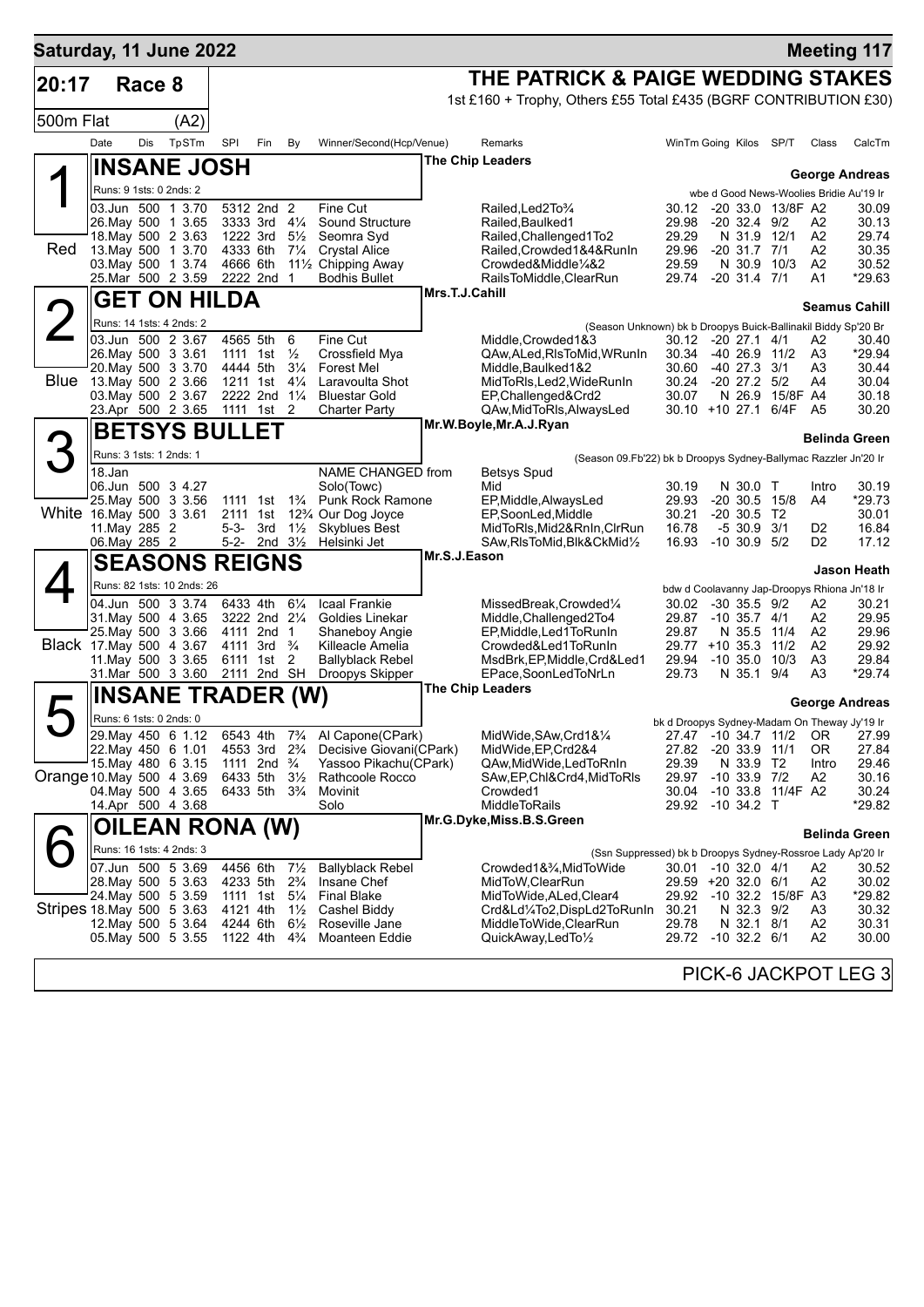**Saturday, 11 June 2022** — **Meeting 117**

# 20:17 Race 8 — THE PATRICK & PAIGE WEDDING STAKES

1st £160 + Trophy, Others £55 Total £435 (BGRF CONTRIBUTION £30)

500m Flat (A2)

| Date | Dis | TpSTm | SPI | Fin | By | Winner/Second(Hcp/Venue) | Remarks | WinTm | Going | Kilos | SP/T | Class | CalcTm |
|---|---|---|---|---|---|---|---|---|---|---|---|---|---|

## 1 — INSANE JOSH (Red)

The Chip Leaders — George Andreas

Runs: 9 1sts: 0 2nds: 2 — wbe d Good News-Woolies Bridie Au'19 Ir

| Date | Dis | TpSTm | SPI | Fin | By | Winner/Second(Hcp/Venue) | Remarks | WinTm | Going | Kilos | SP/T | Class | CalcTm |
|---|---|---|---|---|---|---|---|---|---|---|---|---|---|
| 03.Jun | 500 | 1 3.70 | 5312 | 2nd | 2 | Fine Cut | Railed,Led2To¾ | 30.12 | -20 | 33.0 | 13/8F | A2 | 30.09 |
| 26.May | 500 | 1 3.65 | 3333 | 3rd | 4¼ | Sound Structure | Railed,Baulked1 | 29.98 | -20 | 32.4 | 9/2 | A2 | 30.13 |
| 18.May | 500 | 2 3.63 | 1222 | 3rd | 5½ | Seomra Syd | Railed,Challenged1To2 | 29.29 | N | 31.9 | 12/1 | A2 | 29.74 |
| 13.May | 500 | 1 3.70 | 4333 | 6th | 7¼ | Crystal Alice | Railed,Crowded1&4&RunIn | 29.96 | -20 | 31.7 | 7/1 | A2 | 30.35 |
| 03.May | 500 | 1 3.74 | 4666 | 6th | 11½ | Chipping Away | Crowded&Middle¼&2 | 29.59 | N | 30.9 | 10/3 | A2 | 30.52 |
| 25.Mar | 500 | 2 3.59 | 2222 | 2nd | 1 | Bodhis Bullet | RailsToMiddle,ClearRun | 29.74 | -20 | 31.4 | 7/1 | A1 | *29.63 |

## 2 — GET ON HILDA (Blue)

Mrs.T.J.Cahill — Seamus Cahill

Runs: 14 1sts: 4 2nds: 2 — (Season Unknown) bk b Droopys Buick-Ballinakil Biddy Sp'20 Br

| Date | Dis | TpSTm | SPI | Fin | By | Winner/Second(Hcp/Venue) | Remarks | WinTm | Going | Kilos | SP/T | Class | CalcTm |
|---|---|---|---|---|---|---|---|---|---|---|---|---|---|
| 03.Jun | 500 | 2 3.67 | 4565 | 5th | 6 | Fine Cut | Middle,Crowded1&3 | 30.12 | -20 | 27.1 | 4/1 | A2 | 30.40 |
| 26.May | 500 | 3 3.61 | 1111 | 1st | ½ | Crossfield Mya | QAw,ALed,RlsToMid,WRunIn | 30.34 | -40 | 26.9 | 11/2 | A3 | *29.94 |
| 20.May | 500 | 3 3.70 | 4444 | 5th | 3¼ | Forest Mel | Middle,Baulked1&2 | 30.60 | -40 | 27.3 | 3/1 | A3 | 30.44 |
| 13.May | 500 | 2 3.66 | 1211 | 1st | 4¼ | Laravoulta Shot | MidToRls,Led2,WideRunIn | 30.24 | -20 | 27.2 | 5/2 | A4 | 30.04 |
| 03.May | 500 | 2 3.67 | 2222 | 2nd | 1¼ | Bluestar Gold | EP,Challenged&Crd2 | 30.07 | N | 26.9 | 15/8F | A4 | 30.18 |
| 23.Apr | 500 | 2 3.65 | 1111 | 1st | 2 | Charter Party | QAw,MidToRls,AlwaysLed | 30.10 | +10 | 27.1 | 6/4F | A5 | 30.20 |

## 3 — BETSYS BULLET (White)

Mr.W.Boyle,Mr.A.J.Ryan — Belinda Green

Runs: 3 1sts: 1 2nds: 1 — (Season 09.Fb'22) bk b Droopys Sydney-Ballymac Razzler Jn'20 Ir

| Date | Dis | TpSTm | SPI | Fin | By | Winner/Second(Hcp/Venue) | Remarks | WinTm | Going | Kilos | SP/T | Class | CalcTm |
|---|---|---|---|---|---|---|---|---|---|---|---|---|---|
| 18.Jan | | | | | | NAME CHANGED from | Betsys Spud | | | | | | |
| 06.Jun | 500 | 3 4.27 | | | | Solo(Towc) | Mid | 30.19 | N | 30.0 | T | Intro | 30.19 |
| 25.May | 500 | 3 3.56 | 1111 | 1st | 1¾ | Punk Rock Ramone | EP,Middle,AlwaysLed | 29.93 | -20 | 30.5 | 15/8 | A4 | *29.73 |
| 16.May | 500 | 3 3.61 | 2111 | 1st | 12¾ | Our Dog Joyce | EP,SoonLed,Middle | 30.21 | -20 | 30.5 | T2 | | 30.01 |
| 11.May | 285 | 2 | 5-3- | 3rd | 1½ | Skyblues Best | MidToRls,Mid2&RnIn,ClrRun | 16.78 | -5 | 30.9 | 3/1 | D2 | 16.84 |
| 06.May | 285 | 2 | 5-2- | 2nd | 3½ | Helsinki Jet | SAw,RlsToMid,Blk&CkMid½ | 16.93 | -10 | 30.9 | 5/2 | D2 | 17.12 |

## 4 — SEASONS REIGNS (Black)

Mr.S.J.Eason — Jason Heath

Runs: 82 1sts: 10 2nds: 26 — bdw d Coolavanny Jap-Droopys Rhiona Jn'18 Ir

| Date | Dis | TpSTm | SPI | Fin | By | Winner/Second(Hcp/Venue) | Remarks | WinTm | Going | Kilos | SP/T | Class | CalcTm |
|---|---|---|---|---|---|---|---|---|---|---|---|---|---|
| 04.Jun | 500 | 3 3.74 | 6433 | 4th | 6¼ | Icaal Frankie | MissedBreak,Crowded¼ | 30.02 | -30 | 35.5 | 9/2 | A2 | 30.21 |
| 31.May | 500 | 4 3.65 | 3222 | 2nd | 2¼ | Goldies Linekar | Middle,Challenged2To4 | 29.87 | -10 | 35.7 | 4/1 | A2 | 29.95 |
| 25.May | 500 | 3 3.66 | 4111 | 2nd | 1 | Shaneboy Angie | EP,Middle,Led1ToRunIn | 29.87 | N | 35.5 | 11/4 | A2 | 29.96 |
| 17.May | 500 | 4 3.67 | 4111 | 3rd | ¾ | Killeacle Amelia | Crowded&Led1ToRunIn | 29.77 | +10 | 35.3 | 11/2 | A2 | 29.92 |
| 11.May | 500 | 3 3.65 | 6111 | 1st | 2 | Ballyblack Rebel | MsdBrk,EP,Middle,Crd&Led1 | 29.94 | -10 | 35.0 | 10/3 | A3 | 29.84 |
| 31.Mar | 500 | 3 3.60 | 2111 | 2nd | SH | Droopys Skipper | EPace,SoonLedToNrLn | 29.73 | N | 35.1 | 9/4 | A3 | *29.74 |

## 5 — INSANE TRADER (W) (Orange)

The Chip Leaders — George Andreas

Runs: 6 1sts: 0 2nds: 0 — bk d Droopys Sydney-Madam On Theway Jy'19 Ir

| Date | Dis | TpSTm | SPI | Fin | By | Winner/Second(Hcp/Venue) | Remarks | WinTm | Going | Kilos | SP/T | Class | CalcTm |
|---|---|---|---|---|---|---|---|---|---|---|---|---|---|
| 29.May | 450 | 6 1.12 | 6543 | 4th | 7¾ | Al Capone(CPark) | MidWide,SAw,Crd1&¼ | 27.47 | -10 | 34.7 | 11/2 | OR | 27.99 |
| 22.May | 450 | 6 1.01 | 4553 | 3rd | 2¾ | Decisive Giovani(CPark) | MidWide,EP,Crd2&4 | 27.82 | -20 | 33.9 | 11/1 | OR | 27.84 |
| 15.May | 480 | 6 3.15 | 1111 | 2nd | ¾ | Yassoo Pikachu(CPark) | QAw,MidWide,LedToRnIn | 29.39 | N | 33.9 | T2 | Intro | 29.46 |
| 10.May | 500 | 4 3.69 | 6433 | 5th | 3½ | Rathcoole Rocco | SAw,EP,Chl&Crd4,MidToRls | 29.97 | -10 | 33.9 | 7/2 | A2 | 30.16 |
| 04.May | 500 | 4 3.65 | 6433 | 5th | 3¾ | Movinit | Crowded1 | 30.04 | -10 | 33.8 | 11/4F | A2 | 30.24 |
| 14.Apr | 500 | 4 3.68 | | | | Solo | MiddleToRails | 29.92 | -10 | 34.2 | T | | *29.82 |

## 6 — OILEAN RONA (W) (Stripes)

Mr.G.Dyke,Miss.B.S.Green — Belinda Green

Runs: 16 1sts: 4 2nds: 3 — (Ssn Suppressed) bk b Droopys Sydney-Rossroe Lady Ap'20 Ir

| Date | Dis | TpSTm | SPI | Fin | By | Winner/Second(Hcp/Venue) | Remarks | WinTm | Going | Kilos | SP/T | Class | CalcTm |
|---|---|---|---|---|---|---|---|---|---|---|---|---|---|
| 07.Jun | 500 | 5 3.69 | 4456 | 6th | 7½ | Ballyblack Rebel | Crowded1&¾,MidToWide | 30.01 | -10 | 32.0 | 4/1 | A2 | 30.52 |
| 28.May | 500 | 5 3.63 | 4233 | 5th | 2¾ | Insane Chef | MidToW,ClearRun | 29.59 | +20 | 32.0 | 6/1 | A2 | 30.02 |
| 24.May | 500 | 5 3.59 | 1111 | 1st | 5¼ | Final Blake | MidToWide,ALed,Clear4 | 29.92 | -10 | 32.2 | 15/8F | A3 | *29.82 |
| 18.May | 500 | 5 3.63 | 4121 | 4th | 1½ | Cashel Biddy | Crd&Ld¼To2,DispLd2ToRunIn | 30.21 | N | 32.3 | 9/2 | A3 | 30.32 |
| 12.May | 500 | 5 3.64 | 4244 | 6th | 6½ | Roseville Jane | MiddleToWide,ClearRun | 29.78 | N | 32.1 | 8/1 | A2 | 30.31 |
| 05.May | 500 | 5 3.55 | 1122 | 4th | 4¾ | Moanteen Eddie | QuickAway,LedTo½ | 29.72 | -10 | 32.2 | 6/1 | A2 | 30.00 |

PICK-6 JACKPOT LEG 3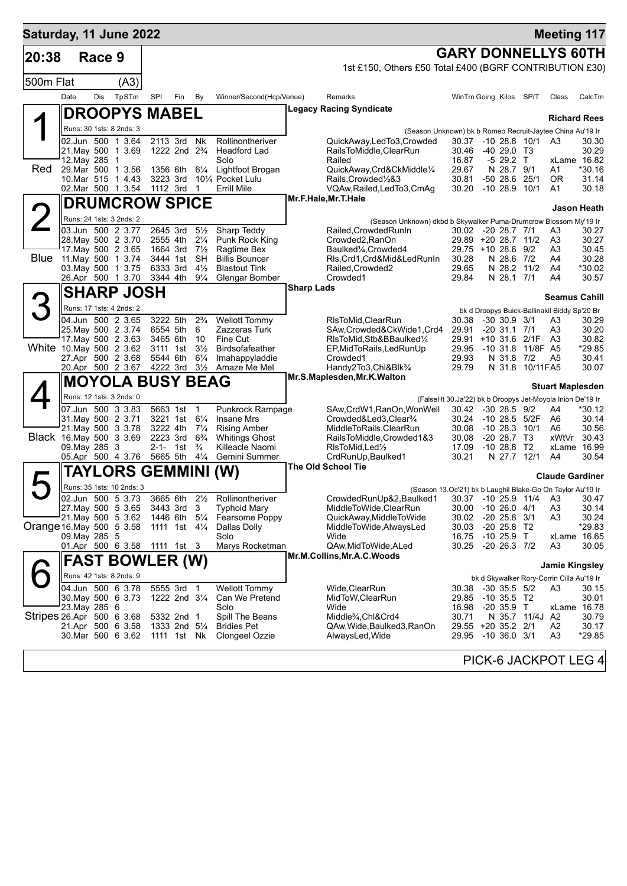## Saturday, 11 June 2022 — Meeting 117

**20:38 Race 9 — GARY DONNELLYS 60TH**

1st £150, Others £50 Total £400 (BGRF CONTRIBUTION £30)

500m Flat (A3)

| Date | Dis | TpSTm | SPI | Fin | By | Winner/Second(Hcp/Venue) | Remarks | WinTm | Going | Kilos | SP/T | Class | CalcTm |
|---|---|---|---|---|---|---|---|---|---|---|---|---|---|

### 1 (Red) DROOPYS MABEL
Legacy Racing Syndicate — Richard Rees

Runs: 30 1sts: 8 2nds: 3 — (Season Unknown) bk b Romeo Recruit-Jaytee China Au'19 Ir

| Date | Dis | TpSTm | SPI | Fin | By | Winner/Second(Hcp/Venue) | Remarks | WinTm | Going | Kilos | SP/T | Class | CalcTm |
|---|---|---|---|---|---|---|---|---|---|---|---|---|---|
| 02.Jun | 500 | 1 3.64 | 2113 | 3rd | Nk | Rollinontheriver | QuickAway,LedTo3,Crowded | 30.37 | -10 | 28.8 | 10/1 | A3 | 30.30 |
| 21.May | 500 | 1 3.69 | 1222 | 2nd | 2¾ | Headford Lad | RailsToMiddle,ClearRun | 30.46 | -40 | 29.0 | T3 | | 30.29 |
| 12.May | 285 | 1 | | | | Solo | Railed | 16.87 | -5 | 29.2 | T | xLame | 16.82 |
| 29.Mar | 500 | 1 3.56 | 1356 | 6th | 6¼ | Lightfoot Brogan | QuickAway,Crd&CkMiddle¼ | 29.67 | N | 28.7 | 9/1 | A1 | *30.16 |
| 10.Mar | 515 | 1 4.43 | 3223 | 3rd | 10¼ | Pocket Lulu | Rails,Crowded½&3 | 30.81 | -50 | 28.6 | 25/1 | OR | 31.14 |
| 02.Mar | 500 | 1 3.54 | 1112 | 3rd | 1 | Errill Mile | VQAw,Railed,LedTo3,CmAg | 30.20 | -10 | 28.9 | 10/1 | A1 | 30.18 |

### 2 (Blue) DRUMCROW SPICE
Mr.F.Hale,Mr.T.Hale — Jason Heath

Runs: 24 1sts: 3 2nds: 2 — (Season Unknown) dkbd b Skywalker Puma-Drumcrow Blossom My'19 Ir

| Date | Dis | TpSTm | SPI | Fin | By | Winner/Second(Hcp/Venue) | Remarks | WinTm | Going | Kilos | SP/T | Class | CalcTm |
|---|---|---|---|---|---|---|---|---|---|---|---|---|---|
| 03.Jun | 500 | 2 3.77 | 2645 | 3rd | 5½ | Sharp Teddy | Railed,CrowdedRunIn | 30.02 | -20 | 28.7 | 7/1 | A3 | 30.27 |
| 28.May | 500 | 2 3.70 | 2555 | 4th | 2¼ | Punk Rock King | Crowded2,RanOn | 29.89 | +20 | 28.7 | 11/2 | A3 | 30.27 |
| 17.May | 500 | 2 3.65 | 1664 | 3rd | 7½ | Ragtime Bex | Baulked¼,Crowded4 | 29.75 | +10 | 28.6 | 9/2 | A3 | 30.45 |
| 11.May | 500 | 1 3.74 | 3444 | 1st | SH | Billis Bouncer | Rls,Crd1,Crd&Mid&LedRunIn | 30.28 | N | 28.6 | 7/2 | A4 | 30.28 |
| 03.May | 500 | 1 3.75 | 6333 | 3rd | 4½ | Blastout Tink | Railed,Crowded2 | 29.65 | N | 28.2 | 11/2 | A4 | *30.02 |
| 26.Apr | 500 | 1 3.70 | 3344 | 4th | 9¼ | Glengar Bomber | Crowded1 | 29.84 | N | 28.1 | 7/1 | A4 | 30.57 |

### 3 (White) SHARP JOSH
Sharp Lads — Seamus Cahill

Runs: 17 1sts: 4 2nds: 2 — bk d Droopys Buick-Ballinakil Biddy Sp'20 Br

| Date | Dis | TpSTm | SPI | Fin | By | Winner/Second(Hcp/Venue) | Remarks | WinTm | Going | Kilos | SP/T | Class | CalcTm |
|---|---|---|---|---|---|---|---|---|---|---|---|---|---|
| 04.Jun | 500 | 2 3.65 | 3222 | 5th | 2¾ | Wellott Tommy | RlsToMid,ClearRun | 30.38 | -30 | 30.9 | 3/1 | A3 | 30.29 |
| 25.May | 500 | 2 3.74 | 6554 | 5th | 6 | Zazzeras Turk | SAw,Crowded&CkWide1,Crd4 | 29.91 | -20 | 31.1 | 7/1 | A3 | 30.20 |
| 17.May | 500 | 2 3.63 | 3465 | 6th | 10 | Fine Cut | RlsToMid,Stb&BBaulked¼ | 29.91 | +10 | 31.6 | 2/1F | A3 | 30.82 |
| 10.May | 500 | 2 3.62 | 3111 | 1st | 3½ | Birdsofafeather | EP,MidToRails,LedRunUp | 29.95 | -10 | 31.8 | 11/8F | A5 | *29.85 |
| 27.Apr | 500 | 2 3.68 | 5544 | 6th | 6¼ | Imahappyladdie | Crowded1 | 29.93 | N | 31.8 | 7/2 | A5 | 30.41 |
| 20.Apr | 500 | 2 3.67 | 4222 | 3rd | 3½ | Amaze Me Mel | Handy2To3,Chl&Blk¾ | 29.79 | N | 31.8 | 10/11FA5 | | 30.07 |

### 4 (Black) MOYOLA BUSY BEAG
Mr.S.Maplesden,Mr.K.Walton — Stuart Maplesden

Runs: 12 1sts: 3 2nds: 0 — (FalseHt 30.Ja'22) bk b Droopys Jet-Moyola Inion De'19 Ir

| Date | Dis | TpSTm | SPI | Fin | By | Winner/Second(Hcp/Venue) | Remarks | WinTm | Going | Kilos | SP/T | Class | CalcTm |
|---|---|---|---|---|---|---|---|---|---|---|---|---|---|
| 07.Jun | 500 | 3 3.83 | 5663 | 1st | 1 | Punkrock Rampage | SAw,CrdW1,RanOn,WonWell | 30.42 | -30 | 28.5 | 9/2 | A4 | *30.12 |
| 31.May | 500 | 2 3.71 | 3221 | 1st | 6¼ | Insane Mrs | Crowded&Led3,Clear¾ | 30.24 | -10 | 28.5 | 5/2F | A6 | 30.14 |
| 21.May | 500 | 3 3.78 | 3222 | 4th | 7¼ | Rising Amber | MiddleToRails,ClearRun | 30.08 | -10 | 28.3 | 10/1 | A6 | 30.56 |
| 16.May | 500 | 3 3.69 | 2223 | 3rd | 6¾ | Whitings Ghost | RailsToMiddle,Crowded1&3 | 30.08 | -20 | 28.7 | T3 | xWtVr | 30.43 |
| 09.May | 285 | 3 | 2-1- | 1st | ¾ | Killeacle Naomi | RlsToMid,Led½ | 17.09 | -10 | 28.8 | T2 | xLame | 16.99 |
| 05.Apr | 500 | 4 3.76 | 5665 | 5th | 4¼ | Gemini Summer | CrdRunUp,Baulked1 | 30.21 | N | 27.7 | 12/1 | A4 | 30.54 |

### 5 (Orange) TAYLORS GEMMINI (W)
The Old School Tie — Claude Gardiner

Runs: 35 1sts: 10 2nds: 3 — (Season 13.Oc'21) bk b Laughil Blake-Go On Taylor Au'19 Ir

| Date | Dis | TpSTm | SPI | Fin | By | Winner/Second(Hcp/Venue) | Remarks | WinTm | Going | Kilos | SP/T | Class | CalcTm |
|---|---|---|---|---|---|---|---|---|---|---|---|---|---|
| 02.Jun | 500 | 5 3.73 | 3665 | 6th | 2½ | Rollinontheriver | CrowdedRunUp&2,Baulked1 | 30.37 | -10 | 25.9 | 11/4 | A3 | 30.47 |
| 27.May | 500 | 5 3.65 | 3443 | 3rd | 3 | Typhoid Mary | MiddleToWide,ClearRun | 30.00 | -10 | 26.0 | 4/1 | A3 | 30.14 |
| 21.May | 500 | 5 3.62 | 1446 | 6th | 5¼ | Fearsome Poppy | QuickAway,MiddleToWide | 30.02 | -20 | 25.8 | 3/1 | A3 | 30.24 |
| 16.May | 500 | 5 3.58 | 1111 | 1st | 4¼ | Dallas Dolly | MiddleToWide,AlwaysLed | 30.03 | -20 | 25.8 | T2 | | *29.83 |
| 09.May | 285 | 5 | | | | Solo | Wide | 16.75 | -10 | 25.9 | T | xLame | 16.65 |
| 01.Apr | 500 | 6 3.58 | 1111 | 1st | 3 | Marys Rocketman | QAw,MidToWide,ALed | 30.25 | -20 | 26.3 | 7/2 | A3 | 30.05 |

### 6 (Stripes) FAST BOWLER (W)
Mr.M.Collins,Mr.A.C.Woods — Jamie Kingsley

Runs: 42 1sts: 8 2nds: 9 — bk d Skywalker Rory-Corrin Cilla Au'19 Ir

| Date | Dis | TpSTm | SPI | Fin | By | Winner/Second(Hcp/Venue) | Remarks | WinTm | Going | Kilos | SP/T | Class | CalcTm |
|---|---|---|---|---|---|---|---|---|---|---|---|---|---|
| 04.Jun | 500 | 6 3.78 | 5555 | 3rd | 1 | Wellott Tommy | Wide,ClearRun | 30.38 | -30 | 35.5 | 5/2 | A3 | 30.15 |
| 30.May | 500 | 6 3.73 | 1222 | 2nd | 3¼ | Can We Pretend | MidToW,ClearRun | 29.85 | -10 | 35.5 | T2 | | 30.01 |
| 23.May | 285 | 6 | | | | Solo | Wide | 16.98 | -20 | 35.9 | T | xLame | 16.78 |
| 26.Apr | 500 | 6 3.68 | 5332 | 2nd | 1 | Spill The Beans | Middle¾,Chl&Crd4 | 30.71 | N | 35.7 | 11/4J | A2 | 30.79 |
| 21.Apr | 500 | 6 3.58 | 1333 | 2nd | 5¼ | Bridies Pet | QAw,Wide,Baulked3,RanOn | 29.55 | +20 | 35.2 | 2/1 | A2 | 30.17 |
| 30.Mar | 500 | 6 3.62 | 1111 | 1st | Nk | Clongeel Ozzie | AlwaysLed,Wide | 29.95 | -10 | 36.0 | 3/1 | A3 | *29.85 |

PICK-6 JACKPOT LEG 4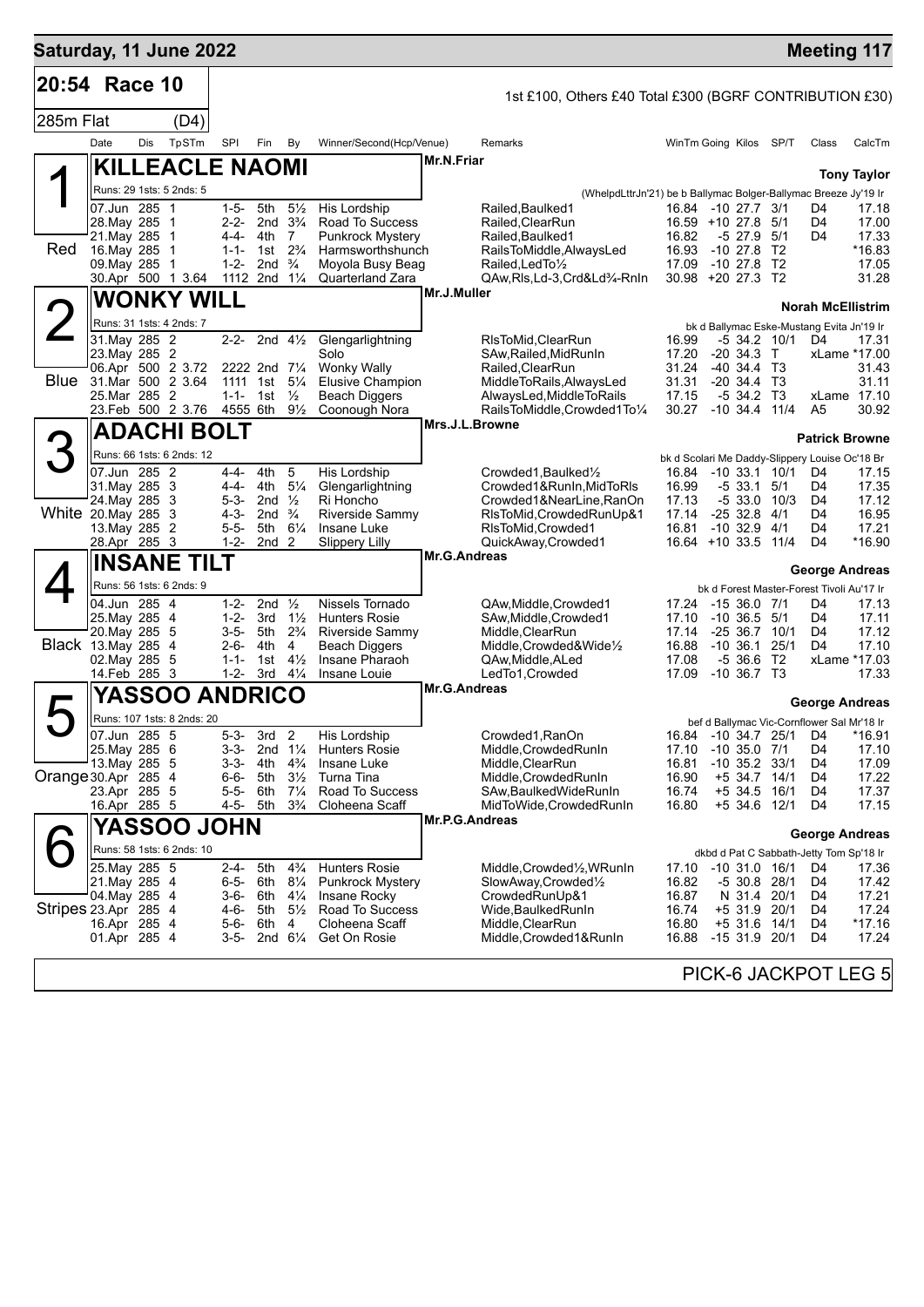## Saturday, 11 June 2022 — Meeting 117

**20:54 Race 10** — 1st £100, Others £40 Total £300 (BGRF CONTRIBUTION £30)

285m Flat (D4)

| Date | Dis | TpSTm | SPI | Fin | By | Winner/Second(Hcp/Venue) | Remarks | WinTm | Going | Kilos | SP/T | Class | CalcTm |
|---|---|---|---|---|---|---|---|---|---|---|---|---|---|

### 1 (Red) KILLEACLE NAOMI — Mr.N.Friar — Tony Taylor
Runs: 29 1sts: 5 2nds: 5 — (WhelpdLttrJn'21) be b Ballymac Bolger-Ballymac Breeze Jy'19 Ir

| Date | Dis | TpSTm | SPI | Fin | By | Winner/Second(Hcp/Venue) | Remarks | WinTm | Going | Kilos | SP/T | Class | CalcTm |
|---|---|---|---|---|---|---|---|---|---|---|---|---|---|
| 07.Jun | 285 | 1 | 1-5- | 5th | 5½ | His Lordship | Railed,Baulked1 | 16.84 | -10 | 27.7 | 3/1 | D4 | 17.18 |
| 28.May | 285 | 1 | 2-2- | 2nd | 3¾ | Road To Success | Railed,ClearRun | 16.59 | +10 | 27.8 | 5/1 | D4 | 17.00 |
| 21.May | 285 | 1 | 4-4- | 4th | 7 | Punkrock Mystery | Railed,Baulked1 | 16.82 | -5 | 27.9 | 5/1 | D4 | 17.33 |
| 16.May | 285 | 1 | 1-1- | 1st | 2¾ | Harmsworthshunch | RailsToMiddle,AlwaysLed | 16.93 | -10 | 27.8 | T2 | | *16.83 |
| 09.May | 285 | 1 | 1-2- | 2nd | ¾ | Moyola Busy Beag | Railed,LedTo½ | 17.09 | -10 | 27.8 | T2 | | 17.05 |
| 30.Apr | 500 | 1 3.64 | 1112 | 2nd | 1¼ | Quarterland Zara | QAw,Rls,Ld-3,Crd&Ld¾-RnIn | 30.98 | +20 | 27.3 | T2 | | 31.28 |

### 2 (Blue) WONKY WILL — Mr.J.Muller — Norah McEllistrim
Runs: 31 1sts: 4 2nds: 7 — bk d Ballymac Eske-Mustang Evita Jn'19 Ir

| Date | Dis | TpSTm | SPI | Fin | By | Winner/Second(Hcp/Venue) | Remarks | WinTm | Going | Kilos | SP/T | Class | CalcTm |
|---|---|---|---|---|---|---|---|---|---|---|---|---|---|
| 31.May | 285 | 2 | 2-2- | 2nd | 4½ | Glengarlightning | RlsToMid,ClearRun | 16.99 | -5 | 34.2 | 10/1 | D4 | 17.31 |
| 23.May | 285 | 2 | | | | Solo | SAw,Railed,MidRunIn | 17.20 | -20 | 34.3 | T | xLame | *17.00 |
| 06.Apr | 500 | 2 3.72 | 2222 | 2nd | 7¼ | Wonky Wally | Railed,ClearRun | 31.24 | -40 | 34.4 | T3 | | 31.43 |
| 31.Mar | 500 | 2 3.64 | 1111 | 1st | 5¼ | Elusive Champion | MiddleToRails,AlwaysLed | 31.31 | -20 | 34.4 | T3 | | 31.11 |
| 25.Mar | 285 | 2 | 1-1- | 1st | ½ | Beach Diggers | AlwaysLed,MiddleToRails | 17.15 | -5 | 34.2 | T3 | xLame | 17.10 |
| 23.Feb | 500 | 2 3.76 | 4555 | 6th | 9½ | Coonough Nora | RailsToMiddle,Crowded1To¼ | 30.27 | -10 | 34.4 | 11/4 | A5 | 30.92 |

### 3 (White) ADACHI BOLT — Mrs.J.L.Browne — Patrick Browne
Runs: 66 1sts: 6 2nds: 12 — bk d Scolari Me Daddy-Slippery Louise Oc'18 Br

| Date | Dis | TpSTm | SPI | Fin | By | Winner/Second(Hcp/Venue) | Remarks | WinTm | Going | Kilos | SP/T | Class | CalcTm |
|---|---|---|---|---|---|---|---|---|---|---|---|---|---|
| 07.Jun | 285 | 2 | 4-4- | 4th | 5 | His Lordship | Crowded1,Baulked½ | 16.84 | -10 | 33.1 | 10/1 | D4 | 17.15 |
| 31.May | 285 | 3 | 4-4- | 4th | 5¼ | Glengarlightning | Crowded1&RunIn,MidToRls | 16.99 | -5 | 33.1 | 5/1 | D4 | 17.35 |
| 24.May | 285 | 3 | 5-3- | 2nd | ½ | Ri Honcho | Crowded1&NearLine,RanOn | 17.13 | -5 | 33.0 | 10/3 | D4 | 17.12 |
| 20.May | 285 | 3 | 4-3- | 2nd | ¾ | Riverside Sammy | RlsToMid,CrowdedRunUp&1 | 17.14 | -25 | 32.8 | 4/1 | D4 | 16.95 |
| 13.May | 285 | 2 | 5-5- | 5th | 6¼ | Insane Luke | RlsToMid,Crowded1 | 16.81 | -10 | 32.9 | 4/1 | D4 | 17.21 |
| 28.Apr | 285 | 3 | 1-2- | 2nd | 2 | Slippery Lilly | QuickAway,Crowded1 | 16.64 | +10 | 33.5 | 11/4 | D4 | *16.90 |

### 4 (Black) INSANE TILT — Mr.G.Andreas — George Andreas
Runs: 56 1sts: 6 2nds: 9 — bk d Forest Master-Forest Tivoli Au'17 Ir

| Date | Dis | TpSTm | SPI | Fin | By | Winner/Second(Hcp/Venue) | Remarks | WinTm | Going | Kilos | SP/T | Class | CalcTm |
|---|---|---|---|---|---|---|---|---|---|---|---|---|---|
| 04.Jun | 285 | 4 | 1-2- | 2nd | ½ | Nissels Tornado | QAw,Middle,Crowded1 | 17.24 | -15 | 36.0 | 7/1 | D4 | 17.13 |
| 25.May | 285 | 4 | 1-2- | 3rd | 1½ | Hunters Rosie | SAw,Middle,Crowded1 | 17.10 | -10 | 36.5 | 5/1 | D4 | 17.11 |
| 20.May | 285 | 5 | 3-5- | 5th | 2¾ | Riverside Sammy | Middle,ClearRun | 17.14 | -25 | 36.7 | 10/1 | D4 | 17.12 |
| 13.May | 285 | 4 | 2-6- | 4th | 4 | Beach Diggers | Middle,Crowded&Wide½ | 16.88 | -10 | 36.1 | 25/1 | D4 | 17.10 |
| 02.May | 285 | 5 | 1-1- | 1st | 4½ | Insane Pharaoh | QAw,Middle,ALed | 17.08 | -5 | 36.6 | T2 | xLame | *17.03 |
| 14.Feb | 285 | 3 | 1-2- | 3rd | 4¼ | Insane Louie | LedTo1,Crowded | 17.09 | -10 | 36.7 | T3 | | 17.33 |

### 5 (Orange) YASSOO ANDRICO — Mr.G.Andreas — George Andreas
Runs: 107 1sts: 8 2nds: 20 — bef d Ballymac Vic-Cornflower Sal Mr'18 Ir

| Date | Dis | TpSTm | SPI | Fin | By | Winner/Second(Hcp/Venue) | Remarks | WinTm | Going | Kilos | SP/T | Class | CalcTm |
|---|---|---|---|---|---|---|---|---|---|---|---|---|---|
| 07.Jun | 285 | 5 | 5-3- | 3rd | 2 | His Lordship | Crowded1,RanOn | 16.84 | -10 | 34.7 | 25/1 | D4 | *16.91 |
| 25.May | 285 | 6 | 3-3- | 2nd | 1¼ | Hunters Rosie | Middle,CrowdedRunIn | 17.10 | -10 | 35.0 | 7/1 | D4 | 17.10 |
| 13.May | 285 | 5 | 3-3- | 4th | 4¾ | Insane Luke | Middle,ClearRun | 16.81 | -10 | 35.2 | 33/1 | D4 | 17.09 |
| 30.Apr | 285 | 4 | 6-6- | 5th | 3½ | Turna Tina | Middle,CrowdedRunIn | 16.90 | +5 | 34.7 | 14/1 | D4 | 17.22 |
| 23.Apr | 285 | 5 | 5-5- | 6th | 7¼ | Road To Success | SAw,BaulkedWideRunIn | 16.74 | +5 | 34.5 | 16/1 | D4 | 17.37 |
| 16.Apr | 285 | 5 | 4-5- | 5th | 3¾ | Cloheena Scaff | MidToWide,CrowdedRunIn | 16.80 | +5 | 34.6 | 12/1 | D4 | 17.15 |

### 6 (Stripes) YASSOO JOHN — Mr.P.G.Andreas — George Andreas
Runs: 58 1sts: 6 2nds: 10 — dkbd d Pat C Sabbath-Jetty Tom Sp'18 Ir

| Date | Dis | TpSTm | SPI | Fin | By | Winner/Second(Hcp/Venue) | Remarks | WinTm | Going | Kilos | SP/T | Class | CalcTm |
|---|---|---|---|---|---|---|---|---|---|---|---|---|---|
| 25.May | 285 | 5 | 2-4- | 5th | 4¾ | Hunters Rosie | Middle,Crowded½,WRunIn | 17.10 | -10 | 31.0 | 16/1 | D4 | 17.36 |
| 21.May | 285 | 4 | 6-5- | 6th | 8¼ | Punkrock Mystery | SlowAway,Crowded½ | 16.82 | -5 | 30.8 | 28/1 | D4 | 17.42 |
| 04.May | 285 | 4 | 3-6- | 6th | 4¼ | Insane Rocky | CrowdedRunUp&1 | 16.87 | N | 31.4 | 20/1 | D4 | 17.21 |
| 23.Apr | 285 | 4 | 4-6- | 5th | 5½ | Road To Success | Wide,BaulkedRunIn | 16.74 | +5 | 31.9 | 20/1 | D4 | 17.24 |
| 16.Apr | 285 | 4 | 5-6- | 6th | 4 | Cloheena Scaff | Middle,ClearRun | 16.80 | +5 | 31.6 | 14/1 | D4 | *17.16 |
| 01.Apr | 285 | 4 | 3-5- | 2nd | 6¼ | Get On Rosie | Middle,Crowded1&RunIn | 16.88 | -15 | 31.9 | 20/1 | D4 | 17.24 |

PICK-6 JACKPOT LEG 5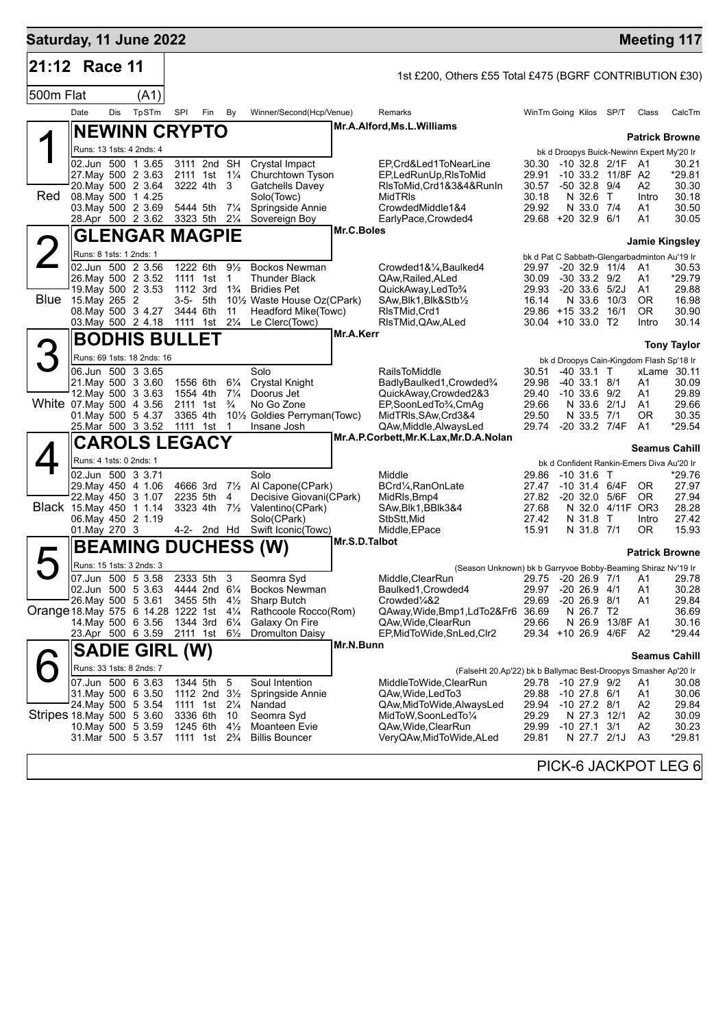## Saturday, 11 June 2022 — Meeting 117

**21:12 Race 11** — 1st £200, Others £55 Total £475 (BGRF CONTRIBUTION £30)

**500m Flat (A1)**

| Date | Dis | TpSTm | SPI | Fin | By | Winner/Second(Hcp/Venue) | Remarks | WinTm | Going | Kilos | SP/T | Class | CalcTm |
|---|---|---|---|---|---|---|---|---|---|---|---|---|---|

### 1 — Red — NEWINN CRYPTO
Mr.A.Alford,Ms.L.Williams — **Patrick Browne**
Runs: 13 1sts: 4 2nds: 4 — bk d Droopys Buick-Newinn Expert My'20 Ir

| Date | Dis | TpSTm | SPI | Fin | By | Winner/Second(Hcp/Venue) | Remarks | WinTm | Going | Kilos | SP/T | Class | CalcTm |
|---|---|---|---|---|---|---|---|---|---|---|---|---|---|
| 02.Jun | 500 | 1 3.65 | 3111 | 2nd | SH | Crystal Impact | EP,Crd&Led1ToNearLine | 30.30 | -10 | 32.8 | 2/1F | A1 | 30.21 |
| 27.May | 500 | 2 3.63 | 2111 | 1st | 1¼ | Churchtown Tyson | EP,LedRunUp,RlsToMid | 29.91 | -10 | 33.2 | 11/8F | A2 | *29.81 |
| 20.May | 500 | 2 3.64 | 3222 | 4th | 3 | Gatchells Davey | RlsToMid,Crd1&3&4&RunIn | 30.57 | -50 | 32.8 | 9/4 | A2 | 30.30 |
| 08.May | 500 | 1 4.25 | | | | Solo(Towc) | MidTRls | 30.18 | N | 32.6 | T | Intro | 30.18 |
| 03.May | 500 | 2 3.69 | 5444 | 5th | 7¼ | Springside Annie | CrowdedMiddle1&4 | 29.92 | N | 33.0 | 7/4 | A1 | 30.50 |
| 28.Apr | 500 | 2 3.62 | 3323 | 5th | 2¼ | Sovereign Boy | EarlyPace,Crowded4 | 29.68 | +20 | 32.9 | 6/1 | A1 | 30.05 |

### 2 — Blue — GLENGAR MAGPIE
Mr.C.Boles — **Jamie Kingsley**
Runs: 8 1sts: 1 2nds: 1 — bk d Pat C Sabbath-Glengarbadminton Au'19 Ir

| Date | Dis | TpSTm | SPI | Fin | By | Winner/Second(Hcp/Venue) | Remarks | WinTm | Going | Kilos | SP/T | Class | CalcTm |
|---|---|---|---|---|---|---|---|---|---|---|---|---|---|
| 02.Jun | 500 | 2 3.56 | 1222 | 6th | 9½ | Bockos Newman | Crowded1&¼,Baulked4 | 29.97 | -20 | 32.9 | 11/4 | A1 | 30.53 |
| 26.May | 500 | 2 3.52 | 1111 | 1st | 1 | Thunder Black | QAw,Railed,ALed | 30.09 | -30 | 33.2 | 9/2 | A1 | *29.79 |
| 19.May | 500 | 2 3.53 | 1112 | 3rd | 1¾ | Bridies Pet | QuickAway,LedTo¾ | 29.93 | -20 | 33.6 | 5/2J | A1 | 29.88 |
| 15.May | 265 | 2 | 3-5- | 5th | 10½ | Waste House Oz(CPark) | SAw,Blk1,Blk&Stb½ | 16.14 | N | 33.6 | 10/3 | OR | 16.98 |
| 08.May | 500 | 3 4.27 | 3444 | 6th | 11 | Headford Mike(Towc) | RlsTMid,Crd1 | 29.86 | +15 | 33.2 | 16/1 | OR | 30.90 |
| 03.May | 500 | 2 4.18 | 1111 | 1st | 2¼ | Le Clerc(Towc) | RlsTMid,QAw,ALed | 30.04 | +10 | 33.0 | T2 | Intro | 30.14 |

### 3 — White — BODHIS BULLET
Mr.A.Kerr — **Tony Taylor**
Runs: 69 1sts: 18 2nds: 16 — bk d Droopys Cain-Kingdom Flash Sp'18 Ir

| Date | Dis | TpSTm | SPI | Fin | By | Winner/Second(Hcp/Venue) | Remarks | WinTm | Going | Kilos | SP/T | Class | CalcTm |
|---|---|---|---|---|---|---|---|---|---|---|---|---|---|
| 06.Jun | 500 | 3 3.65 | | | | Solo | RailsToMiddle | 30.51 | -40 | 33.1 | T | xLame | 30.11 |
| 21.May | 500 | 3 3.60 | 1556 | 6th | 6¼ | Crystal Knight | BadlyBaulked1,Crowded¾ | 29.98 | -40 | 33.1 | 8/1 | A1 | 30.09 |
| 12.May | 500 | 3 3.63 | 1554 | 4th | 7¼ | Doorus Jet | QuickAway,Crowded2&3 | 29.40 | -10 | 33.6 | 9/2 | A1 | 29.89 |
| 07.May | 500 | 4 3.56 | 2111 | 1st | ¾ | No Go Zone | EP,SoonLedTo¾,CmAg | 29.66 | N | 33.6 | 2/1J | A1 | 29.66 |
| 01.May | 500 | 5 4.37 | 3365 | 4th | 10½ | Goldies Perryman(Towc) | MidTRls,SAw,Crd3&4 | 29.50 | N | 33.5 | 7/1 | OR | 30.35 |
| 25.Mar | 500 | 3 3.52 | 1111 | 1st | 1 | Insane Josh | QAw,Middle,AlwaysLed | 29.74 | -20 | 33.2 | 7/4F | A1 | *29.54 |

### 4 — Black — CAROLS LEGACY
Mr.A.P.Corbett,Mr.K.Lax,Mr.D.A.Nolan — **Seamus Cahill**
Runs: 4 1sts: 0 2nds: 1 — bk d Confident Rankin-Emers Diva Au'20 Ir

| Date | Dis | TpSTm | SPI | Fin | By | Winner/Second(Hcp/Venue) | Remarks | WinTm | Going | Kilos | SP/T | Class | CalcTm |
|---|---|---|---|---|---|---|---|---|---|---|---|---|---|
| 02.Jun | 500 | 3 3.71 | | | | Solo | Middle | 29.86 | -10 | 31.6 | T | | *29.76 |
| 29.May | 450 | 4 1.06 | 4666 | 3rd | 7½ | Al Capone(CPark) | BCrd¼,RanOnLate | 27.47 | -10 | 31.4 | 6/4F | OR | 27.97 |
| 22.May | 450 | 3 1.07 | 2235 | 5th | 4 | Decisive Giovani(CPark) | MidRls,Bmp4 | 27.82 | -20 | 32.0 | 5/6F | OR | 27.94 |
| 15.May | 450 | 1 1.14 | 3323 | 4th | 7½ | Valentino(CPark) | SAw,Blk1,BBlk3&4 | 27.68 | N | 32.0 | 4/11F | OR3 | 28.28 |
| 06.May | 450 | 2 1.19 | | | | Solo(CPark) | StbStt,Mid | 27.42 | N | 31.8 | T | Intro | 27.42 |
| 01.May | 270 | 3 | 4-2- | 2nd | Hd | Swift Iconic(Towc) | Middle,EPace | 15.91 | N | 31.8 | 7/1 | OR | 15.93 |

### 5 — Orange — BEAMING DUCHESS (W)
Mr.S.D.Talbot — **Patrick Browne**
Runs: 15 1sts: 3 2nds: 3 — (Season Unknown) bk b Garryvoe Bobby-Beaming Shiraz Nv'19 Ir

| Date | Dis | TpSTm | SPI | Fin | By | Winner/Second(Hcp/Venue) | Remarks | WinTm | Going | Kilos | SP/T | Class | CalcTm |
|---|---|---|---|---|---|---|---|---|---|---|---|---|---|
| 07.Jun | 500 | 5 3.58 | 2333 | 5th | 3 | Seomra Syd | Middle,ClearRun | 29.75 | -20 | 26.9 | 7/1 | A1 | 29.78 |
| 02.Jun | 500 | 5 3.63 | 4444 | 2nd | 6¼ | Bockos Newman | Baulked1,Crowded4 | 29.97 | -20 | 26.9 | 4/1 | A1 | 30.28 |
| 26.May | 500 | 5 3.61 | 3455 | 5th | 4½ | Sharp Butch | Crowded¼&2 | 29.69 | -20 | 26.9 | 8/1 | A1 | 29.84 |
| 18.May | 575 | 6 14.28 | 1222 | 1st | 4¼ | Rathcoole Rocco(Rom) | QAway,Wide,Bmp1,LdTo2&Fr6 | 36.69 | N | 26.7 | T2 | | 36.69 |
| 14.May | 500 | 6 3.56 | 1344 | 3rd | 6¼ | Galaxy On Fire | QAw,Wide,ClearRun | 29.66 | N | 26.9 | 13/8F | A1 | 30.16 |
| 23.Apr | 500 | 6 3.59 | 2111 | 1st | 6½ | Dromulton Daisy | EP,MidToWide,SnLed,Clr2 | 29.34 | +10 | 26.9 | 4/6F | A2 | *29.44 |

### 6 — Stripes — SADIE GIRL (W)
Mr.N.Bunn — **Seamus Cahill**
Runs: 33 1sts: 8 2nds: 7 — (FalseHt 20.Ap'22) bk b Ballymac Best-Droopys Smasher Ap'20 Ir

| Date | Dis | TpSTm | SPI | Fin | By | Winner/Second(Hcp/Venue) | Remarks | WinTm | Going | Kilos | SP/T | Class | CalcTm |
|---|---|---|---|---|---|---|---|---|---|---|---|---|---|
| 07.Jun | 500 | 6 3.63 | 1344 | 5th | 5 | Soul Intention | MiddleToWide,ClearRun | 29.78 | -10 | 27.9 | 9/2 | A1 | 30.08 |
| 31.May | 500 | 6 3.50 | 1112 | 2nd | 3½ | Springside Annie | QAw,Wide,LedTo3 | 29.88 | -10 | 27.8 | 6/1 | A1 | 30.06 |
| 24.May | 500 | 5 3.54 | 1111 | 1st | 2¼ | Nandad | QAw,MidToWide,AlwaysLed | 29.94 | -10 | 27.2 | 8/1 | A2 | 29.84 |
| 18.May | 500 | 5 3.60 | 3336 | 6th | 10 | Seomra Syd | MidToW,SoonLedTo¼ | 29.29 | N | 27.3 | 12/1 | A2 | 30.09 |
| 10.May | 500 | 5 3.59 | 1245 | 6th | 4½ | Moanteen Evie | QAw,Wide,ClearRun | 29.99 | -10 | 27.1 | 3/1 | A2 | 30.23 |
| 31.Mar | 500 | 5 3.57 | 1111 | 1st | 2¾ | Billis Bouncer | VeryQAw,MidToWide,ALed | 29.81 | N | 27.7 | 2/1J | A3 | *29.81 |

PICK-6 JACKPOT LEG 6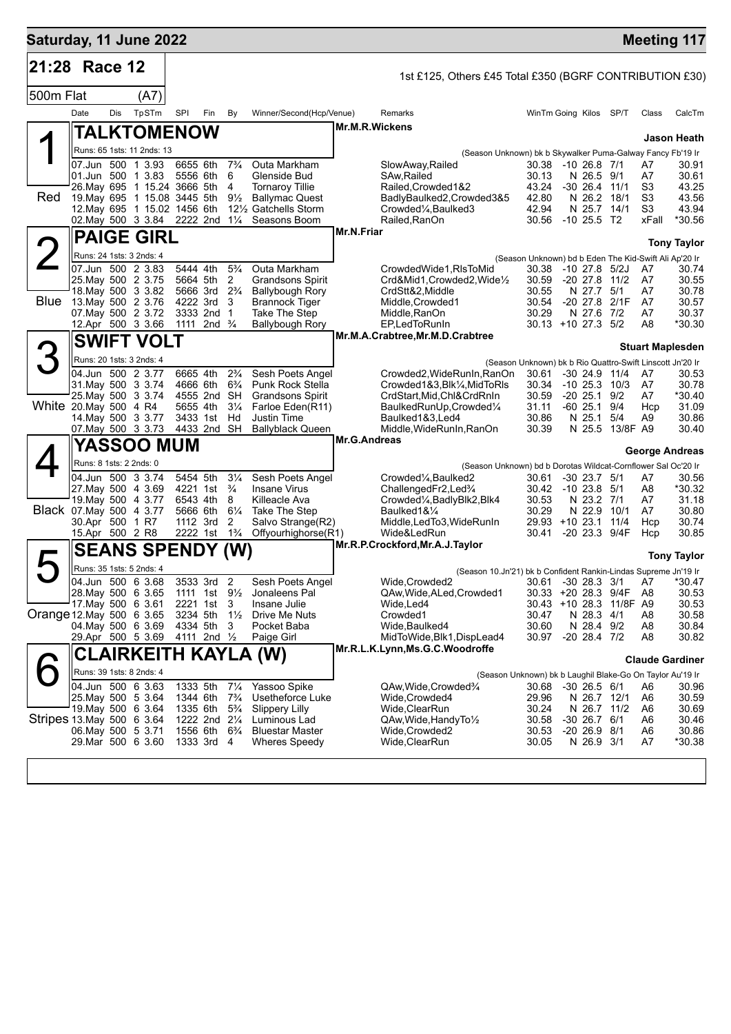# Saturday, 11 June 2022

**Meeting 117**

## 21:28 Race 12

1st £125, Others £45 Total £350 (BGRF CONTRIBUTION £30)

500m Flat (A7)

| Date | Dis | TpSTm | SPI | Fin | By | Winner/Second(Hcp/Venue) | Remarks | WinTm | Going | Kilos | SP/T | Class | CalcTm |
|---|---|---|---|---|---|---|---|---|---|---|---|---|---|

### 1 — TALKTOMENOW (Red)

Mr.M.R.Wickens — Trainer: **Jason Heath**

Runs: 65 1sts: 11 2nds: 13 — (Season Unknown) bk b Skywalker Puma-Galway Fancy Fb'19 Ir

| Date | Dis | TpSTm | SPI | Fin | By | Winner/Second(Hcp/Venue) | Remarks | WinTm | Going | Kilos | SP/T | Class | CalcTm |
|---|---|---|---|---|---|---|---|---|---|---|---|---|---|
| 07.Jun | 500 | 1 3.93 | 6655 | 6th | 7¾ | Outa Markham | SlowAway,Railed | 30.38 | -10 | 26.8 | 7/1 | A7 | 30.91 |
| 01.Jun | 500 | 1 3.83 | 5556 | 6th | 6 | Glenside Bud | SAw,Railed | 30.13 | N | 26.5 | 9/1 | A7 | 30.61 |
| 26.May | 695 | 1 15.24 | 3666 | 5th | 4 | Tornaroy Tillie | Railed,Crowded1&2 | 43.24 | -30 | 26.4 | 11/1 | S3 | 43.25 |
| 19.May | 695 | 1 15.08 | 3445 | 5th | 9½ | Ballymac Quest | BadlyBaulked2,Crowded3&5 | 42.80 | N | 26.2 | 18/1 | S3 | 43.56 |
| 12.May | 695 | 1 15.02 | 1456 | 6th | 12½ | Gatchells Storm | Crowded¼,Baulked3 | 42.94 | N | 25.7 | 14/1 | S3 | 43.94 |
| 02.May | 500 | 3 3.84 | 2222 | 2nd | 1¼ | Seasons Boom | Railed,RanOn | 30.56 | -10 | 25.5 | T2 | xFall | *30.56 |

### 2 — PAIGE GIRL (Blue)

Mr.N.Friar — Trainer: **Tony Taylor**

Runs: 24 1sts: 3 2nds: 4 — (Season Unknown) bd b Eden The Kid-Swift Ali Ap'20 Ir

| Date | Dis | TpSTm | SPI | Fin | By | Winner/Second(Hcp/Venue) | Remarks | WinTm | Going | Kilos | SP/T | Class | CalcTm |
|---|---|---|---|---|---|---|---|---|---|---|---|---|---|
| 07.Jun | 500 | 2 3.83 | 5444 | 4th | 5¾ | Outa Markham | CrowdedWide1,RlsToMid | 30.38 | -10 | 27.8 | 5/2J | A7 | 30.74 |
| 25.May | 500 | 2 3.75 | 5664 | 5th | 2 | Grandsons Spirit | Crd&Mid1,Crowded2,Wide½ | 30.59 | -20 | 27.8 | 11/2 | A7 | 30.55 |
| 18.May | 500 | 3 3.82 | 5666 | 3rd | 2¾ | Ballybough Rory | CrdStt&2,Middle | 30.55 | N | 27.7 | 5/1 | A7 | 30.78 |
| 13.May | 500 | 2 3.76 | 4222 | 3rd | 3 | Brannock Tiger | Middle,Crowded1 | 30.54 | -20 | 27.8 | 2/1F | A7 | 30.57 |
| 07.May | 500 | 2 3.72 | 3333 | 2nd | 1 | Take The Step | Middle,RanOn | 30.29 | N | 27.6 | 7/2 | A7 | 30.37 |
| 12.Apr | 500 | 3 3.66 | 1111 | 2nd | ¾ | Ballybough Rory | EP,LedToRunIn | 30.13 | +10 | 27.3 | 5/2 | A8 | *30.30 |

### 3 — SWIFT VOLT (White)

Mr.M.A.Crabtree,Mr.M.D.Crabtree — Trainer: **Stuart Maplesden**

Runs: 20 1sts: 3 2nds: 4 — (Season Unknown) bk b Rio Quattro-Swift Linscott Jn'20 Ir

| Date | Dis | TpSTm | SPI | Fin | By | Winner/Second(Hcp/Venue) | Remarks | WinTm | Going | Kilos | SP/T | Class | CalcTm |
|---|---|---|---|---|---|---|---|---|---|---|---|---|---|
| 04.Jun | 500 | 2 3.77 | 6665 | 4th | 2¾ | Sesh Poets Angel | Crowded2,WideRunIn,RanOn | 30.61 | -30 | 24.9 | 11/4 | A7 | 30.53 |
| 31.May | 500 | 3 3.74 | 4666 | 6th | 6¾ | Punk Rock Stella | Crowded1&3,Blk¼,MidToRls | 30.34 | -10 | 25.3 | 10/3 | A7 | 30.78 |
| 25.May | 500 | 3 3.74 | 4555 | 2nd | SH | Grandsons Spirit | CrdStart,Mid,Chl&CrdRnIn | 30.59 | -20 | 25.1 | 9/2 | A7 | *30.40 |
| 20.May | 500 | 4 R4 | 5655 | 4th | 3¼ | Farloe Eden(R11) | BaulkedRunUp,Crowded¼ | 31.11 | -60 | 25.1 | 9/4 | Hcp | 31.09 |
| 14.May | 500 | 3 3.77 | 3433 | 1st | Hd | Justin Time | Baulked1&3,Led4 | 30.86 | N | 25.1 | 5/4 | A9 | 30.86 |
| 07.May | 500 | 3 3.73 | 4433 | 2nd | SH | Ballyblack Queen | Middle,WideRunIn,RanOn | 30.39 | N | 25.5 | 13/8F | A9 | 30.40 |

### 4 — YASSOO MUM (Black)

Mr.G.Andreas — Trainer: **George Andreas**

Runs: 8 1sts: 2 2nds: 0 — (Season Unknown) bd b Dorotas Wildcat-Cornflower Sal Oc'20 Ir

| Date | Dis | TpSTm | SPI | Fin | By | Winner/Second(Hcp/Venue) | Remarks | WinTm | Going | Kilos | SP/T | Class | CalcTm |
|---|---|---|---|---|---|---|---|---|---|---|---|---|---|
| 04.Jun | 500 | 3 3.74 | 5454 | 5th | 3¼ | Sesh Poets Angel | Crowded¼,Baulked2 | 30.61 | -30 | 23.7 | 5/1 | A7 | 30.56 |
| 27.May | 500 | 4 3.69 | 4221 | 1st | ¾ | Insane Virus | ChallengedFr2,Led¾ | 30.42 | -10 | 23.8 | 5/1 | A8 | *30.32 |
| 19.May | 500 | 4 3.77 | 6543 | 4th | 8 | Killeacle Ava | Crowded¼,BadlyBlk2,Blk4 | 30.53 | N | 23.2 | 7/1 | A7 | 31.18 |
| 07.May | 500 | 4 3.77 | 5666 | 6th | 6¼ | Take The Step | Baulked1&¼ | 30.29 | N | 22.9 | 10/1 | A7 | 30.80 |
| 30.Apr | 500 | 1 R7 | 1112 | 3rd | 2 | Salvo Strange(R2) | Middle,LedTo3,WideRunIn | 29.93 | +10 | 23.1 | 11/4 | Hcp | 30.74 |
| 15.Apr | 500 | 2 R8 | 2222 | 1st | 1¾ | Offyourhighorse(R1) | Wide&LedRun | 30.41 | -20 | 23.3 | 9/4F | Hcp | 30.85 |

### 5 — SEANS SPENDY (W) (Orange)

Mr.R.P.Crockford,Mr.A.J.Taylor — Trainer: **Tony Taylor**

Runs: 35 1sts: 5 2nds: 4 — (Season 10.Jn'21) bk b Confident Rankin-Lindas Supreme Jn'19 Ir

| Date | Dis | TpSTm | SPI | Fin | By | Winner/Second(Hcp/Venue) | Remarks | WinTm | Going | Kilos | SP/T | Class | CalcTm |
|---|---|---|---|---|---|---|---|---|---|---|---|---|---|
| 04.Jun | 500 | 6 3.68 | 3533 | 3rd | 2 | Sesh Poets Angel | Wide,Crowded2 | 30.61 | -30 | 28.3 | 3/1 | A7 | *30.47 |
| 28.May | 500 | 6 3.65 | 1111 | 1st | 9½ | Jonaleens Pal | QAw,Wide,ALed,Crowded1 | 30.33 | +20 | 28.3 | 9/4F | A8 | 30.53 |
| 17.May | 500 | 6 3.61 | 2221 | 1st | 3 | Insane Julie | Wide,Led4 | 30.43 | +10 | 28.3 | 11/8F | A9 | 30.53 |
| 12.May | 500 | 6 3.65 | 3234 | 5th | 1½ | Drive Me Nuts | Crowded1 | 30.47 | N | 28.3 | 4/1 | A8 | 30.58 |
| 04.May | 500 | 6 3.69 | 4334 | 5th | 3 | Pocket Baba | Wide,Baulked4 | 30.60 | N | 28.4 | 9/2 | A8 | 30.84 |
| 29.Apr | 500 | 5 3.69 | 4111 | 2nd | ½ | Paige Girl | MidToWide,Blk1,DispLead4 | 30.97 | -20 | 28.4 | 7/2 | A8 | 30.82 |

### 6 — CLAIRKEITH KAYLA (W) (Stripes)

Mr.R.L.K.Lynn,Ms.G.C.Woodroffe — Trainer: **Claude Gardiner**

Runs: 39 1sts: 8 2nds: 4 — (Season Unknown) bk b Laughil Blake-Go On Taylor Au'19 Ir

| Date | Dis | TpSTm | SPI | Fin | By | Winner/Second(Hcp/Venue) | Remarks | WinTm | Going | Kilos | SP/T | Class | CalcTm |
|---|---|---|---|---|---|---|---|---|---|---|---|---|---|
| 04.Jun | 500 | 6 3.63 | 1333 | 5th | 7¼ | Yassoo Spike | QAw,Wide,Crowded¾ | 30.68 | -30 | 26.5 | 6/1 | A6 | 30.96 |
| 25.May | 500 | 5 3.64 | 1344 | 6th | 7¾ | Usetheforce Luke | Wide,Crowded4 | 29.96 | N | 26.7 | 12/1 | A6 | 30.59 |
| 19.May | 500 | 6 3.64 | 1335 | 6th | 5¾ | Slippery Lilly | Wide,ClearRun | 30.24 | N | 26.7 | 11/2 | A6 | 30.69 |
| 13.May | 500 | 6 3.64 | 1222 | 2nd | 2¼ | Luminous Lad | QAw,Wide,HandyTo½ | 30.58 | -30 | 26.7 | 6/1 | A6 | 30.46 |
| 06.May | 500 | 5 3.71 | 1556 | 6th | 6¾ | Bluestar Master | Wide,Crowded2 | 30.53 | -20 | 26.9 | 8/1 | A6 | 30.86 |
| 29.Mar | 500 | 6 3.60 | 1333 | 3rd | 4 | Wheres Speedy | Wide,ClearRun | 30.05 | N | 26.9 | 3/1 | A7 | *30.38 |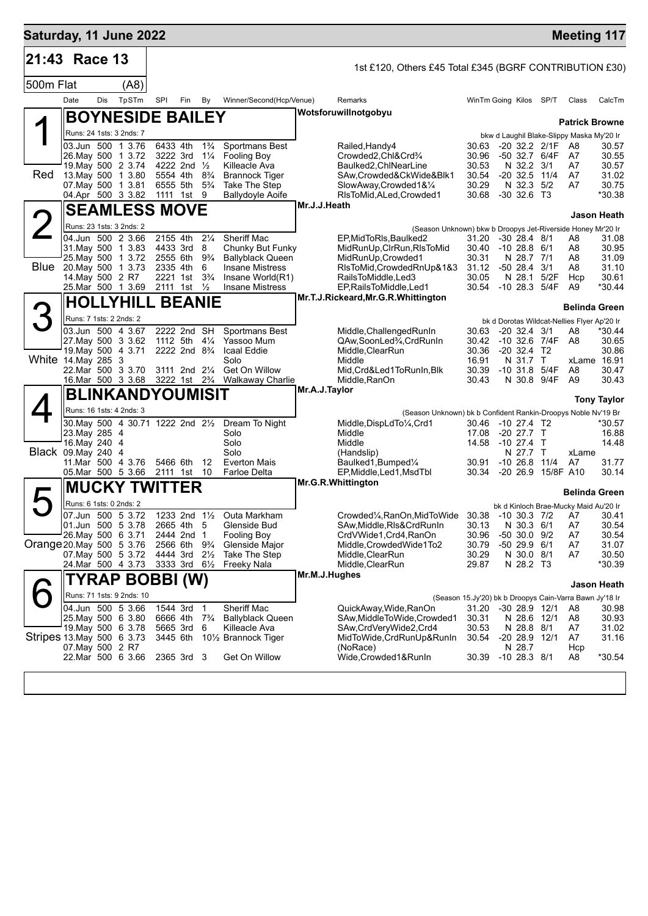**Saturday, 11 June 2022** — **Meeting 117**

## 21:43 Race 13

1st £120, Others £45 Total £345 (BGRF CONTRIBUTION £30)

500m Flat (A8)

| Date | Dis | TpSTm | SPI | Fin | By | Winner/Second(Hcp/Venue) | Remarks | WinTm | Going | Kilos | SP/T | Class | CalcTm |
|---|---|---|---|---|---|---|---|---|---|---|---|---|---|

### 1 Red — BOYNESIDE BAILEY
Wotsforuwillnotgobyu — **Patrick Browne**
Runs: 24 1sts: 3 2nds: 7 — bkw d Laughil Blake-Slippy Maska My'20 Ir

| Date | Dis | TpSTm | SPI | Fin | By | Winner/Second(Hcp/Venue) | Remarks | WinTm | Going | Kilos | SP/T | Class | CalcTm |
|---|---|---|---|---|---|---|---|---|---|---|---|---|---|
| 03.Jun | 500 | 1 3.76 | 6433 | 4th | 1¾ | Sportmans Best | Railed,Handy4 | 30.63 | -20 | 32.2 | 2/1F | A8 | 30.57 |
| 26.May | 500 | 1 3.72 | 3222 | 3rd | 1¼ | Fooling Boy | Crowded2,Chl&Crd¾ | 30.96 | -50 | 32.7 | 6/4F | A7 | 30.55 |
| 19.May | 500 | 2 3.74 | 4222 | 2nd | ½ | Killeacle Ava | Baulked2,ChlNearLine | 30.53 | N | 32.2 | 3/1 | A7 | 30.57 |
| 13.May | 500 | 1 3.80 | 5554 | 4th | 8¾ | Brannock Tiger | SAw,Crowded&CkWide&Blk1 | 30.54 | -20 | 32.5 | 11/4 | A7 | 31.02 |
| 07.May | 500 | 1 3.81 | 6555 | 5th | 5¾ | Take The Step | SlowAway,Crowded1&¼ | 30.29 | N | 32.3 | 5/2 | A7 | 30.75 |
| 04.Apr | 500 | 3 3.82 | 1111 | 1st | 9 | Ballydoyle Aoife | RlsToMid,ALed,Crowded1 | 30.68 | -30 | 32.6 | T3 | | *30.38 |

### 2 Blue — SEAMLESS MOVE
Mr.J.J.Heath — **Jason Heath**
Runs: 23 1sts: 3 2nds: 2 — (Season Unknown) bkw b Droopys Jet-Riverside Honey Mr'20 Ir

| Date | Dis | TpSTm | SPI | Fin | By | Winner/Second(Hcp/Venue) | Remarks | WinTm | Going | Kilos | SP/T | Class | CalcTm |
|---|---|---|---|---|---|---|---|---|---|---|---|---|---|
| 04.Jun | 500 | 2 3.66 | 2155 | 4th | 2¼ | Sheriff Mac | EP,MidToRls,Baulked2 | 31.20 | -30 | 28.4 | 8/1 | A8 | 31.08 |
| 31.May | 500 | 1 3.83 | 4433 | 3rd | 8 | Chunky But Funky | MidRunUp,ClrRun,RlsToMid | 30.40 | -10 | 28.8 | 6/1 | A8 | 30.95 |
| 25.May | 500 | 1 3.72 | 2555 | 6th | 9¾ | Ballyblack Queen | MidRunUp,Crowded1 | 30.31 | N | 28.7 | 7/1 | A8 | 31.09 |
| 20.May | 500 | 1 3.73 | 2335 | 4th | 6 | Insane Mistress | RlsToMid,CrowdedRnUp&1&3 | 31.12 | -50 | 28.4 | 3/1 | A8 | 31.10 |
| 14.May | 500 | 2 R7 | 2221 | 1st | 3¾ | Insane World(R1) | RailsToMiddle,Led3 | 30.05 | N | 28.1 | 5/2F | Hcp | 30.61 |
| 25.Mar | 500 | 1 3.69 | 2111 | 1st | ½ | Insane Mistress | EP,RailsToMiddle,Led1 | 30.54 | -10 | 28.3 | 5/4F | A9 | *30.44 |

### 3 White — HOLLYHILL BEANIE
Mr.T.J.Rickeard,Mr.G.R.Whittington — **Belinda Green**
Runs: 7 1sts: 2 2nds: 2 — bk d Dorotas Wildcat-Nellies Flyer Ap'20 Ir

| Date | Dis | TpSTm | SPI | Fin | By | Winner/Second(Hcp/Venue) | Remarks | WinTm | Going | Kilos | SP/T | Class | CalcTm |
|---|---|---|---|---|---|---|---|---|---|---|---|---|---|
| 03.Jun | 500 | 4 3.67 | 2222 | 2nd | SH | Sportmans Best | Middle,ChallengedRunIn | 30.63 | -20 | 32.4 | 3/1 | A8 | *30.44 |
| 27.May | 500 | 3 3.62 | 1112 | 5th | 4¼ | Yassoo Mum | QAw,SoonLed¾,CrdRunIn | 30.42 | -10 | 32.6 | 7/4F | A8 | 30.65 |
| 19.May | 500 | 4 3.71 | 2222 | 2nd | 8¾ | Icaal Eddie | Middle,ClearRun | 30.36 | -20 | 32.4 | T2 | | 30.86 |
| 14.May | 285 | 3 | | | | Solo | Middle | 16.91 | N | 31.7 | T | xLame | 16.91 |
| 22.Mar | 500 | 3 3.70 | 3111 | 2nd | 2¼ | Get On Willow | Mid,Crd&Led1ToRunIn,Blk | 30.39 | -10 | 31.8 | 5/4F | A8 | 30.47 |
| 16.Mar | 500 | 3 3.68 | 3222 | 1st | 2¾ | Walkaway Charlie | Middle,RanOn | 30.43 | N | 30.8 | 9/4F | A9 | 30.43 |

### 4 Black — BLINKANDYOUMISIT
Mr.A.J.Taylor — **Tony Taylor**
Runs: 16 1sts: 4 2nds: 3 — (Season Unknown) bk b Confident Rankin-Droopys Noble Nv'19 Br

| Date | Dis | TpSTm | SPI | Fin | By | Winner/Second(Hcp/Venue) | Remarks | WinTm | Going | Kilos | SP/T | Class | CalcTm |
|---|---|---|---|---|---|---|---|---|---|---|---|---|---|
| 30.May | 500 | 4 30.71 | 1222 | 2nd | 2½ | Dream To Night | Middle,DispLdTo¼,Crd1 | 30.46 | -10 | 27.4 | T2 | | *30.57 |
| 23.May | 285 | 4 | | | | Solo | Middle | 17.08 | -20 | 27.7 | T | | 16.88 |
| 16.May | 240 | 4 | | | | Solo | Middle | 14.58 | -10 | 27.4 | T | | 14.48 |
| 09.May | 240 | 4 | | | | Solo | (Handslip) | | N | 27.7 | T | xLame | |
| 11.Mar | 500 | 4 3.76 | 5466 | 6th | 12 | Everton Mais | Baulked1,Bumped¼ | 30.91 | -10 | 26.8 | 11/4 | A7 | 31.77 |
| 05.Mar | 500 | 5 3.66 | 2111 | 1st | 10 | Farloe Delta | EP,Middle,Led1,MsdTbl | 30.34 | -20 | 26.9 | 15/8F | A10 | 30.14 |

### 5 Orange — MUCKY TWITTER
Mr.G.R.Whittington — **Belinda Green**
Runs: 6 1sts: 0 2nds: 2 — bk d Kinloch Brae-Mucky Maid Au'20 Ir

| Date | Dis | TpSTm | SPI | Fin | By | Winner/Second(Hcp/Venue) | Remarks | WinTm | Going | Kilos | SP/T | Class | CalcTm |
|---|---|---|---|---|---|---|---|---|---|---|---|---|---|
| 07.Jun | 500 | 5 3.72 | 1233 | 2nd | 1½ | Outa Markham | Crowded¼,RanOn,MidToWide | 30.38 | -10 | 30.3 | 7/2 | A7 | 30.41 |
| 01.Jun | 500 | 5 3.78 | 2665 | 4th | 5 | Glenside Bud | SAw,Middle,Rls&CrdRunIn | 30.13 | N | 30.3 | 6/1 | A7 | 30.54 |
| 26.May | 500 | 6 3.71 | 2444 | 2nd | 1 | Fooling Boy | CrdVWide1,Crd4,RanOn | 30.96 | -50 | 30.0 | 9/2 | A7 | 30.54 |
| 20.May | 500 | 5 3.76 | 2566 | 6th | 9¾ | Glenside Major | Middle,CrowdedWide1To2 | 30.79 | -50 | 29.9 | 6/1 | A7 | 31.07 |
| 07.May | 500 | 5 3.72 | 4444 | 3rd | 2½ | Take The Step | Middle,ClearRun | 30.29 | N | 30.0 | 8/1 | A7 | 30.50 |
| 24.Mar | 500 | 4 3.73 | 3333 | 3rd | 6½ | Freeky Nala | Middle,ClearRun | 29.87 | N | 28.2 | T3 | | *30.39 |

### 6 Stripes — TYRAP BOBBI (W)
Mr.M.J.Hughes — **Jason Heath**
Runs: 71 1sts: 9 2nds: 10 — (Season 15.Jy'20) bk b Droopys Cain-Varra Bawn Jy'18 Ir

| Date | Dis | TpSTm | SPI | Fin | By | Winner/Second(Hcp/Venue) | Remarks | WinTm | Going | Kilos | SP/T | Class | CalcTm |
|---|---|---|---|---|---|---|---|---|---|---|---|---|---|
| 04.Jun | 500 | 5 3.66 | 1544 | 3rd | 1 | Sheriff Mac | QuickAway,Wide,RanOn | 31.20 | -30 | 28.9 | 12/1 | A8 | 30.98 |
| 25.May | 500 | 6 3.80 | 6666 | 4th | 7¾ | Ballyblack Queen | SAw,MiddleToWide,Crowded1 | 30.31 | N | 28.6 | 12/1 | A8 | 30.93 |
| 19.May | 500 | 6 3.78 | 5665 | 3rd | 6 | Killeacle Ava | SAw,CrdVeryWide2,Crd4 | 30.53 | N | 28.8 | 8/1 | A7 | 31.02 |
| 13.May | 500 | 6 3.73 | 3445 | 6th | 10½ | Brannock Tiger | MidToWide,CrdRunUp&RunIn | 30.54 | -20 | 28.9 | 12/1 | A7 | 31.16 |
| 07.May | 500 | 2 R7 | | | | | (NoRace) | | N | 28.7 | | Hcp | |
| 22.Mar | 500 | 6 3.66 | 2365 | 3rd | 3 | Get On Willow | Wide,Crowded1&RunIn | 30.39 | -10 | 28.3 | 8/1 | A8 | *30.54 |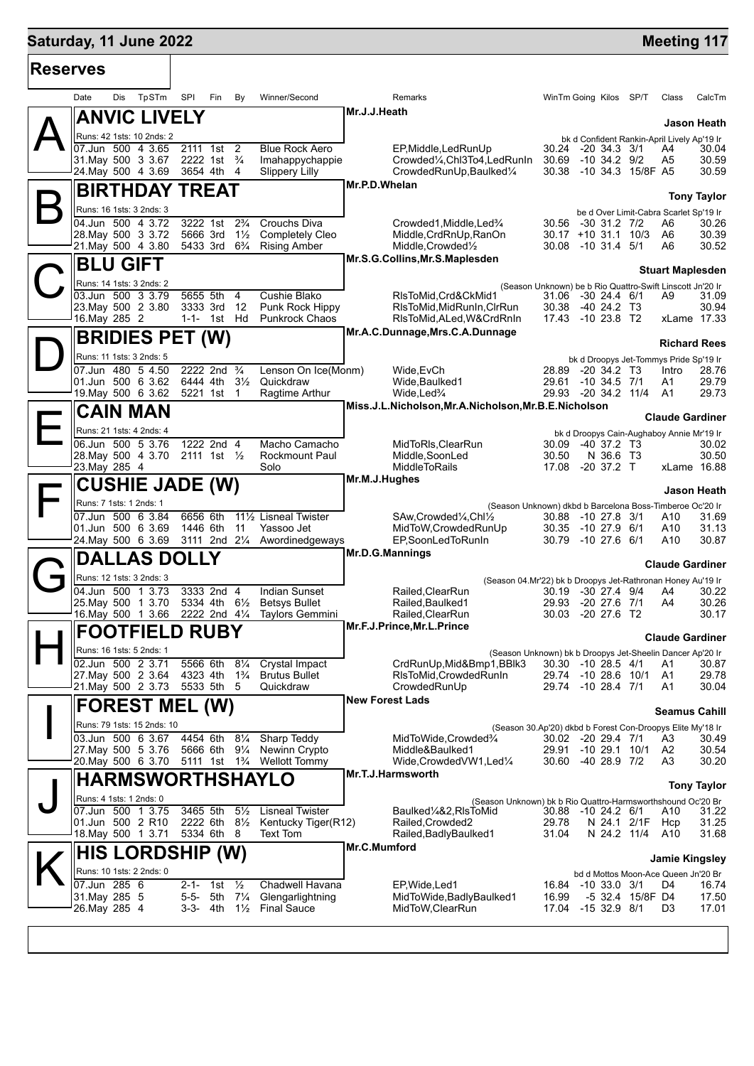# Saturday, 11 June 2022 — Meeting 117

## Reserves

| Date | Dis | TpSTm | SPI | Fin | By | Winner/Second | Remarks | WinTm | Going | Kilos | SP/T | Class | CalcTm |
|---|---|---|---|---|---|---|---|---|---|---|---|---|---|

### A — ANVIC LIVELY
Mr.J.J.Heath — **Jason Heath**
Runs: 42 1sts: 10 2nds: 2 — bk d Confident Rankin-April Lively Ap'19 Ir

| Date | Dis | TpSTm | SPI | Fin | By | Winner/Second | Remarks | WinTm | Going | Kilos | SP/T | Class | CalcTm |
|---|---|---|---|---|---|---|---|---|---|---|---|---|---|
| 07.Jun | 500 | 4 3.65 | 2111 | 1st | 2 | Blue Rock Aero | EP,Middle,LedRunUp | 30.24 | -20 | 34.3 | 3/1 | A4 | 30.04 |
| 31.May | 500 | 3 3.67 | 2222 | 1st | ¾ | Imahappychappie | Crowded¼,Chl3To4,LedRunIn | 30.69 | -10 | 34.2 | 9/2 | A5 | 30.59 |
| 24.May | 500 | 4 3.69 | 3654 | 4th | 4 | Slippery Lilly | CrowdedRunUp,Baulked¼ | 30.38 | -10 | 34.3 | 15/8F | A5 | 30.59 |

### B — BIRTHDAY TREAT
Mr.P.D.Whelan — **Tony Taylor**
Runs: 16 1sts: 3 2nds: 3 — be d Over Limit-Cabra Scarlet Sp'19 Ir

| Date | Dis | TpSTm | SPI | Fin | By | Winner/Second | Remarks | WinTm | Going | Kilos | SP/T | Class | CalcTm |
|---|---|---|---|---|---|---|---|---|---|---|---|---|---|
| 04.Jun | 500 | 4 3.72 | 3222 | 1st | 2¾ | Crouchs Diva | Crowded1,Middle,Led¾ | 30.56 | -30 | 31.2 | 7/2 | A6 | 30.26 |
| 28.May | 500 | 3 3.72 | 5666 | 3rd | 1½ | Completely Cleo | Middle,CrdRnUp,RanOn | 30.17 | +10 | 31.1 | 10/3 | A6 | 30.39 |
| 21.May | 500 | 4 3.80 | 5433 | 3rd | 6¾ | Rising Amber | Middle,Crowded½ | 30.08 | -10 | 31.4 | 5/1 | A6 | 30.52 |

### C — BLU GIFT
Mr.S.G.Collins,Mr.S.Maplesden — **Stuart Maplesden**
Runs: 14 1sts: 3 2nds: 2 — (Season Unknown) be b Rio Quattro-Swift Linscott Jn'20 Ir

| Date | Dis | TpSTm | SPI | Fin | By | Winner/Second | Remarks | WinTm | Going | Kilos | SP/T | Class | CalcTm |
|---|---|---|---|---|---|---|---|---|---|---|---|---|---|
| 03.Jun | 500 | 3 3.79 | 5655 | 5th | 4 | Cushie Blako | RlsToMid,Crd&CkMid1 | 31.06 | -30 | 24.4 | 6/1 | A9 | 31.09 |
| 23.May | 500 | 2 3.80 | 3333 | 3rd | 12 | Punk Rock Hippy | RlsToMid,MidRunIn,ClrRun | 30.38 | -40 | 24.2 | T3 | | 30.94 |
| 16.May | 285 | 2 | 1-1- | 1st | Hd | Punkrock Chaos | RlsToMid,ALed,W&CrdRnIn | 17.43 | -10 | 23.8 | T2 | xLame | 17.33 |

### D — BRIDIES PET (W)
Mr.A.C.Dunnage,Mrs.C.A.Dunnage — **Richard Rees**
Runs: 11 1sts: 3 2nds: 5 — bk d Droopys Jet-Tommys Pride Sp'19 Ir

| Date | Dis | TpSTm | SPI | Fin | By | Winner/Second | Remarks | WinTm | Going | Kilos | SP/T | Class | CalcTm |
|---|---|---|---|---|---|---|---|---|---|---|---|---|---|
| 07.Jun | 480 | 5 4.50 | 2222 | 2nd | ¾ | Lenson On Ice(Monm) | Wide,EvCh | 28.89 | -20 | 34.2 | T3 | Intro | 28.76 |
| 01.Jun | 500 | 6 3.62 | 6444 | 4th | 3½ | Quickdraw | Wide,Baulked1 | 29.61 | -10 | 34.5 | 7/1 | A1 | 29.79 |
| 19.May | 500 | 6 3.62 | 5221 | 1st | 1 | Ragtime Arthur | Wide,Led¾ | 29.93 | -20 | 34.2 | 11/4 | A1 | 29.73 |

### E — CAIN MAN
Miss.J.L.Nicholson,Mr.A.Nicholson,Mr.B.E.Nicholson — **Claude Gardiner**
Runs: 21 1sts: 4 2nds: 4 — bk d Droopys Cain-Aughaboy Annie Mr'19 Ir

| Date | Dis | TpSTm | SPI | Fin | By | Winner/Second | Remarks | WinTm | Going | Kilos | SP/T | Class | CalcTm |
|---|---|---|---|---|---|---|---|---|---|---|---|---|---|
| 06.Jun | 500 | 5 3.76 | 1222 | 2nd | 4 | Macho Camacho | MidToRls,ClearRun | 30.09 | -40 | 37.2 | T3 | | 30.02 |
| 28.May | 500 | 4 3.70 | 2111 | 1st | ½ | Rockmount Paul | Middle,SoonLed | 30.50 | N | 36.6 | T3 | | 30.50 |
| 23.May | 285 | 4 | | | | Solo | MiddleToRails | 17.08 | -20 | 37.2 | T | xLame | 16.88 |

### F — CUSHIE JADE (W)
Mr.M.J.Hughes — **Jason Heath**
Runs: 7 1sts: 1 2nds: 1 — (Season Unknown) dkbd b Barcelona Boss-Timberoe Oc'20 Ir

| Date | Dis | TpSTm | SPI | Fin | By | Winner/Second | Remarks | WinTm | Going | Kilos | SP/T | Class | CalcTm |
|---|---|---|---|---|---|---|---|---|---|---|---|---|---|
| 07.Jun | 500 | 6 3.84 | 6656 | 6th | 11½ | Lisneal Twister | SAw,Crowded¼,Chl½ | 30.88 | -10 | 27.8 | 3/1 | A10 | 31.69 |
| 01.Jun | 500 | 6 3.69 | 1446 | 6th | 11 | Yassoo Jet | MidToW,CrowdedRunUp | 30.35 | -10 | 27.9 | 6/1 | A10 | 31.13 |
| 24.May | 500 | 6 3.69 | 3111 | 2nd | 2¼ | Awordinedgeways | EP,SoonLedToRunIn | 30.79 | -10 | 27.6 | 6/1 | A10 | 30.87 |

### G — DALLAS DOLLY
Mr.D.G.Mannings — **Claude Gardiner**
Runs: 12 1sts: 3 2nds: 3 — (Season 04.Mr'22) bk b Droopys Jet-Rathronan Honey Au'19 Ir

| Date | Dis | TpSTm | SPI | Fin | By | Winner/Second | Remarks | WinTm | Going | Kilos | SP/T | Class | CalcTm |
|---|---|---|---|---|---|---|---|---|---|---|---|---|---|
| 04.Jun | 500 | 1 3.73 | 3333 | 2nd | 4 | Indian Sunset | Railed,ClearRun | 30.19 | -30 | 27.4 | 9/4 | A4 | 30.22 |
| 25.May | 500 | 1 3.70 | 5334 | 4th | 6½ | Betsys Bullet | Railed,Baulked1 | 29.93 | -20 | 27.6 | 7/1 | A4 | 30.26 |
| 16.May | 500 | 1 3.66 | 2222 | 2nd | 4¼ | Taylors Gemmini | Railed,ClearRun | 30.03 | -20 | 27.6 | T2 | | 30.17 |

### H — FOOTFIELD RUBY
Mr.F.J.Prince,Mr.L.Prince — **Claude Gardiner**
Runs: 16 1sts: 5 2nds: 1 — (Season Unknown) bk b Droopys Jet-Sheelin Dancer Ap'20 Ir

| Date | Dis | TpSTm | SPI | Fin | By | Winner/Second | Remarks | WinTm | Going | Kilos | SP/T | Class | CalcTm |
|---|---|---|---|---|---|---|---|---|---|---|---|---|---|
| 02.Jun | 500 | 2 3.71 | 5566 | 6th | 8¼ | Crystal Impact | CrdRunUp,Mid&Bmp1,BBlk3 | 30.30 | -10 | 28.5 | 4/1 | A1 | 30.87 |
| 27.May | 500 | 2 3.64 | 4323 | 4th | 1¾ | Brutus Bullet | RlsToMid,CrowdedRunIn | 29.74 | -10 | 28.6 | 10/1 | A1 | 29.78 |
| 21.May | 500 | 2 3.73 | 5533 | 5th | 5 | Quickdraw | CrowdedRunUp | 29.74 | -10 | 28.4 | 7/1 | A1 | 30.04 |

### I — FOREST MEL (W)
New Forest Lads — **Seamus Cahill**
Runs: 79 1sts: 15 2nds: 10 — (Season 30.Ap'20) dkbd b Forest Con-Droopys Elite My'18 Ir

| Date | Dis | TpSTm | SPI | Fin | By | Winner/Second | Remarks | WinTm | Going | Kilos | SP/T | Class | CalcTm |
|---|---|---|---|---|---|---|---|---|---|---|---|---|---|
| 03.Jun | 500 | 6 3.67 | 4454 | 6th | 8¼ | Sharp Teddy | MidToWide,Crowded¾ | 30.02 | -20 | 29.4 | 7/1 | A3 | 30.49 |
| 27.May | 500 | 5 3.76 | 5666 | 6th | 9¼ | Newinn Crypto | Middle&Baulked1 | 29.91 | -10 | 29.1 | 10/1 | A2 | 30.54 |
| 20.May | 500 | 6 3.70 | 5111 | 1st | 1¾ | Wellott Tommy | Wide,CrowdedVW1,Led¼ | 30.60 | -40 | 28.9 | 7/2 | A3 | 30.20 |

### J — HARMSWORTHSHAYLO
Mr.T.J.Harmsworth — **Tony Taylor**
Runs: 4 1sts: 1 2nds: 0 — (Season Unknown) bk b Rio Quattro-Harmsworthshound Oc'20 Br

| Date | Dis | TpSTm | SPI | Fin | By | Winner/Second | Remarks | WinTm | Going | Kilos | SP/T | Class | CalcTm |
|---|---|---|---|---|---|---|---|---|---|---|---|---|---|
| 07.Jun | 500 | 1 3.75 | 3465 | 5th | 5½ | Lisneal Twister | Baulked¼&2,RlsToMid | 30.88 | -10 | 24.2 | 6/1 | A10 | 31.22 |
| 01.Jun | 500 | 2 R10 | 2222 | 6th | 8½ | Kentucky Tiger(R12) | Railed,Crowded2 | 29.78 | N | 24.1 | 2/1F | Hcp | 31.25 |
| 18.May | 500 | 1 3.71 | 5334 | 6th | 8 | Text Tom | Railed,BadlyBaulked1 | 31.04 | N | 24.2 | 11/4 | A10 | 31.68 |

### K — HIS LORDSHIP (W)
Mr.C.Mumford — **Jamie Kingsley**
Runs: 10 1sts: 2 2nds: 0 — bd d Mottos Moon-Ace Queen Jn'20 Br

| Date | Dis | TpSTm | SPI | Fin | By | Winner/Second | Remarks | WinTm | Going | Kilos | SP/T | Class | CalcTm |
|---|---|---|---|---|---|---|---|---|---|---|---|---|---|
| 07.Jun | 285 | 6 | 2-1- | 1st | ½ | Chadwell Havana | EP,Wide,Led1 | 16.84 | -10 | 33.0 | 3/1 | D4 | 16.74 |
| 31.May | 285 | 5 | 5-5- | 5th | 7¼ | Glengarlightning | MidToWide,BadlyBaulked1 | 16.99 | -5 | 32.4 | 15/8F | D4 | 17.50 |
| 26.May | 285 | 4 | 3-3- | 4th | 1½ | Final Sauce | MidToW,ClearRun | 17.04 | -15 | 32.9 | 8/1 | D3 | 17.01 |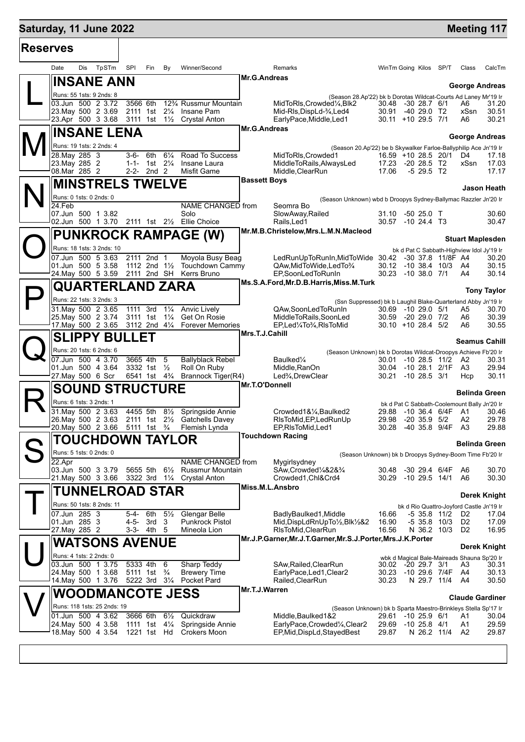## Saturday, 11 June 2022 — Meeting 117

### Reserves

| Date | Dis | TpSTm | SPI | Fin | By | Winner/Second | Remarks | WinTm | Going | Kilos | SP/T | Class | CalcTm |
|---|---|---|---|---|---|---|---|---|---|---|---|---|---|

**L — INSANE ANN** — Mr.G.Andreas — George Andreas
Runs: 55 1sts: 9 2nds: 8 — (Season 28.Ap'22) bk b Dorotas Wildcat-Courts Ad Laney Mr'19 Ir

| Date | Dis | TpSTm | SPI | Fin | By | Winner/Second | Remarks | WinTm | Going | Kilos | SP/T | Class | CalcTm |
|---|---|---|---|---|---|---|---|---|---|---|---|---|---|
| 03.Jun | 500 | 2 3.72 | 3566 | 6th | 12¾ | Russmur Mountain | MidToRls,Crowded¼,Blk2 | 30.48 | -30 | 28.7 | 6/1 | A6 | 31.20 |
| 23.May | 500 | 2 3.69 | 2111 | 1st | 2¼ | Insane Pam | Mid-Rls,DispLd-¾,Led4 | 30.91 | -40 | 29.0 | T2 | xSsn | 30.51 |
| 23.Apr | 500 | 3 3.68 | 3111 | 1st | 1½ | Crystal Anton | EarlyPace,Middle,Led1 | 30.11 | +10 | 29.5 | 7/1 | A6 | 30.21 |

**M — INSANE LENA** — Mr.G.Andreas — George Andreas
Runs: 19 1sts: 2 2nds: 4 — (Season 20.Ap'22) be b Skywalker Farloe-Ballyphilip Ace Jn'19 Ir

| Date | Dis | TpSTm | SPI | Fin | By | Winner/Second | Remarks | WinTm | Going | Kilos | SP/T | Class | CalcTm |
|---|---|---|---|---|---|---|---|---|---|---|---|---|---|
| 28.May | 285 | 3 | 3-6- | 6th | 6¼ | Road To Success | MidToRls,Crowded1 | 16.59 | +10 | 28.5 | 20/1 | D4 | 17.18 |
| 23.May | 285 | 2 | 1-1- | 1st | 2¼ | Insane Laura | MiddleToRails,AlwaysLed | 17.23 | -20 | 28.5 | T2 | xSsn | 17.03 |
| 08.Mar | 285 | 2 | 2-2- | 2nd | 2 | Misfit Game | Middle,ClearRun | 17.06 | -5 | 29.5 | T2 | | 17.17 |

**N — MINSTRELS TWELVE** — Bassett Boys — Jason Heath
Runs: 0 1sts: 0 2nds: 0 — (Season Unknown) wbd b Droopys Sydney-Ballymac Razzler Jn'20 Ir

| Date | Dis | TpSTm | SPI | Fin | By | Winner/Second | Remarks | WinTm | Going | Kilos | SP/T | Class | CalcTm |
|---|---|---|---|---|---|---|---|---|---|---|---|---|---|
| 24.Feb | | | | | | NAME CHANGED from | Seomra Bo | | | | | | |
| 07.Jun | 500 | 1 3.82 | | | | Solo | SlowAway,Railed | 31.10 | -50 | 25.0 | T | | 30.60 |
| 02.Jun | 500 | 1 3.70 | 2111 | 1st | 2½ | Ellie Choice | Rails,Led1 | 30.57 | -10 | 24.4 | T3 | | 30.47 |

**O — PUNKROCK RAMPAGE (W)** — Mr.M.B.Christelow,Mrs.L.M.N.Macleod — Stuart Maplesden
Runs: 18 1sts: 3 2nds: 10 — bk d Pat C Sabbath-Highview Idol Jy'19 Ir

| Date | Dis | TpSTm | SPI | Fin | By | Winner/Second | Remarks | WinTm | Going | Kilos | SP/T | Class | CalcTm |
|---|---|---|---|---|---|---|---|---|---|---|---|---|---|
| 07.Jun | 500 | 5 3.63 | 2111 | 2nd | 1 | Moyola Busy Beag | LedRunUpToRunIn,MidToWide | 30.42 | -30 | 37.8 | 11/8F | A4 | 30.20 |
| 01.Jun | 500 | 5 3.58 | 1112 | 2nd | 1½ | Touchdown Cammy | QAw,MidToWide,LedTo¾ | 30.12 | -10 | 38.4 | 10/3 | A4 | 30.15 |
| 24.May | 500 | 5 3.59 | 2111 | 2nd | SH | Kerrs Bruno | EP,SoonLedToRunIn | 30.23 | -10 | 38.0 | 7/1 | A4 | 30.14 |

**P — QUARTERLAND ZARA** — Ms.S.A.Ford,Mr.D.B.Harris,Miss.M.Turk — Tony Taylor
Runs: 22 1sts: 3 2nds: 3 — (Ssn Suppressed) bk b Laughil Blake-Quarterland Abby Jn'19 Ir

| Date | Dis | TpSTm | SPI | Fin | By | Winner/Second | Remarks | WinTm | Going | Kilos | SP/T | Class | CalcTm |
|---|---|---|---|---|---|---|---|---|---|---|---|---|---|
| 31.May | 500 | 2 3.65 | 1111 | 3rd | 1¼ | Anvic Lively | QAw,SoonLedToRunIn | 30.69 | -10 | 29.0 | 5/1 | A5 | 30.70 |
| 25.May | 500 | 2 3.74 | 3111 | 1st | 1¼ | Get On Rosie | MiddleToRails,SoonLed | 30.59 | -20 | 29.0 | 7/2 | A6 | 30.39 |
| 17.May | 500 | 2 3.65 | 3112 | 2nd | 4¼ | Forever Memories | EP,Led¼To¾,RlsToMid | 30.10 | +10 | 28.4 | 5/2 | A6 | 30.55 |

**Q — SLIPPY BULLET** — Mrs.T.J.Cahill — Seamus Cahill
Runs: 20 1sts: 6 2nds: 6 — (Season Unknown) bk b Dorotas Wildcat-Droopys Achieve Fb'20 Ir

| Date | Dis | TpSTm | SPI | Fin | By | Winner/Second | Remarks | WinTm | Going | Kilos | SP/T | Class | CalcTm |
|---|---|---|---|---|---|---|---|---|---|---|---|---|---|
| 07.Jun | 500 | 4 3.70 | 3665 | 4th | 5 | Ballyblack Rebel | Baulked¼ | 30.01 | -10 | 28.5 | 11/2 | A2 | 30.31 |
| 01.Jun | 500 | 4 3.64 | 3332 | 1st | ½ | Roll On Ruby | Middle,RanOn | 30.04 | -10 | 28.1 | 2/1F | A3 | 29.94 |
| 27.May | 500 | 6 Scr | 6541 | 1st | 4¾ | Brannock Tiger(R4) | Led¾,DrewClear | 30.21 | -10 | 28.5 | 3/1 | Hcp | 30.11 |

**R — SOUND STRUCTURE** — Mr.T.O'Donnell — Belinda Green
Runs: 6 1sts: 3 2nds: 1 — bk d Pat C Sabbath-Coolemount Bally Jn'20 Ir

| Date | Dis | TpSTm | SPI | Fin | By | Winner/Second | Remarks | WinTm | Going | Kilos | SP/T | Class | CalcTm |
|---|---|---|---|---|---|---|---|---|---|---|---|---|---|
| 31.May | 500 | 2 3.63 | 4455 | 5th | 8½ | Springside Annie | Crowded1&¼,Baulked2 | 29.88 | -10 | 36.4 | 6/4F | A1 | 30.46 |
| 26.May | 500 | 2 3.63 | 2111 | 1st | 2½ | Gatchells Davey | RlsToMid,EP,LedRunUp | 29.98 | -20 | 35.9 | 5/2 | A2 | 29.78 |
| 20.May | 500 | 2 3.66 | 5111 | 1st | ¾ | Flemish Lynda | EP,RlsToMid,Led1 | 30.28 | -40 | 35.8 | 9/4F | A3 | 29.88 |

**S — TOUCHDOWN TAYLOR** — Touchdown Racing — Belinda Green
Runs: 5 1sts: 0 2nds: 0 — (Season Unknown) bk b Droopys Sydney-Boom Time Fb'20 Ir

| Date | Dis | TpSTm | SPI | Fin | By | Winner/Second | Remarks | WinTm | Going | Kilos | SP/T | Class | CalcTm |
|---|---|---|---|---|---|---|---|---|---|---|---|---|---|
| 22.Apr | | | | | | NAME CHANGED from | Mygirlsydney | | | | | | |
| 03.Jun | 500 | 3 3.79 | 5655 | 5th | 6½ | Russmur Mountain | SAw,Crowded¼&2&¾ | 30.48 | -30 | 29.4 | 6/4F | A6 | 30.70 |
| 21.May | 500 | 3 3.66 | 3322 | 3rd | 1¼ | Crystal Anton | Crowded1,Chl&Crd4 | 30.29 | -10 | 29.5 | 14/1 | A6 | 30.30 |

**T — TUNNELROAD STAR** — Miss.M.L.Ansbro — Derek Knight
Runs: 50 1sts: 8 2nds: 11 — bk d Rio Quattro-Joyford Castle Jn'19 Ir

| Date | Dis | TpSTm | SPI | Fin | By | Winner/Second | Remarks | WinTm | Going | Kilos | SP/T | Class | CalcTm |
|---|---|---|---|---|---|---|---|---|---|---|---|---|---|
| 07.Jun | 285 | 3 | 5-4- | 6th | 5½ | Glengar Belle | BadlyBaulked1,Middle | 16.66 | -5 | 35.8 | 11/2 | D2 | 17.04 |
| 01.Jun | 285 | 3 | 4-5- | 3rd | 3 | Punkrock Pistol | Mid,DispLdRnUpTo½,Blk½&2 | 16.90 | -5 | 35.8 | 10/3 | D2 | 17.09 |
| 27.May | 285 | 2 | 3-3- | 4th | 5 | Mineola Lion | RlsToMid,ClearRun | 16.56 | N | 36.2 | 10/3 | D2 | 16.95 |

**U — WATSONS AVENUE** — Mr.J.P.Garner,Mr.J.T.Garner,Mr.S.J.Porter,Mrs.J.K.Porter — Derek Knight
Runs: 4 1sts: 2 2nds: 0 — wbk d Magical Bale-Maireads Shauna Sp'20 Ir

| Date | Dis | TpSTm | SPI | Fin | By | Winner/Second | Remarks | WinTm | Going | Kilos | SP/T | Class | CalcTm |
|---|---|---|---|---|---|---|---|---|---|---|---|---|---|
| 03.Jun | 500 | 1 3.75 | 5333 | 4th | 6 | Sharp Teddy | SAw,Railed,ClearRun | 30.02 | -20 | 29.7 | 3/1 | A3 | 30.31 |
| 24.May | 500 | 1 3.68 | 5111 | 1st | ¾ | Brewery Time | EarlyPace,Led1,Clear2 | 30.23 | -10 | 29.6 | 7/4F | A4 | 30.13 |
| 14.May | 500 | 1 3.76 | 5222 | 3rd | 3¼ | Pocket Pard | Railed,ClearRun | 30.23 | N | 29.7 | 11/4 | A4 | 30.50 |

**V — WOODMANCOTE JESS** — Mr.T.J.Warren — Claude Gardiner
Runs: 118 1sts: 25 2nds: 19 — (Season Unknown) bk b Sparta Maestro-Brinkleys Stella Sp'17 Ir

| Date | Dis | TpSTm | SPI | Fin | By | Winner/Second | Remarks | WinTm | Going | Kilos | SP/T | Class | CalcTm |
|---|---|---|---|---|---|---|---|---|---|---|---|---|---|
| 01.Jun | 500 | 4 3.62 | 3666 | 6th | 6½ | Quickdraw | Middle,Baulked1&2 | 29.61 | -10 | 25.9 | 6/1 | A1 | 30.04 |
| 24.May | 500 | 4 3.58 | 1111 | 1st | 4¼ | Springside Annie | EarlyPace,Crowded¼,Clear2 | 29.69 | -10 | 25.8 | 4/1 | A1 | 29.59 |
| 18.May | 500 | 4 3.54 | 1221 | 1st | Hd | Crokers Moon | EP,Mid,DispLd,StayedBest | 29.87 | N | 26.2 | 11/4 | A2 | 29.87 |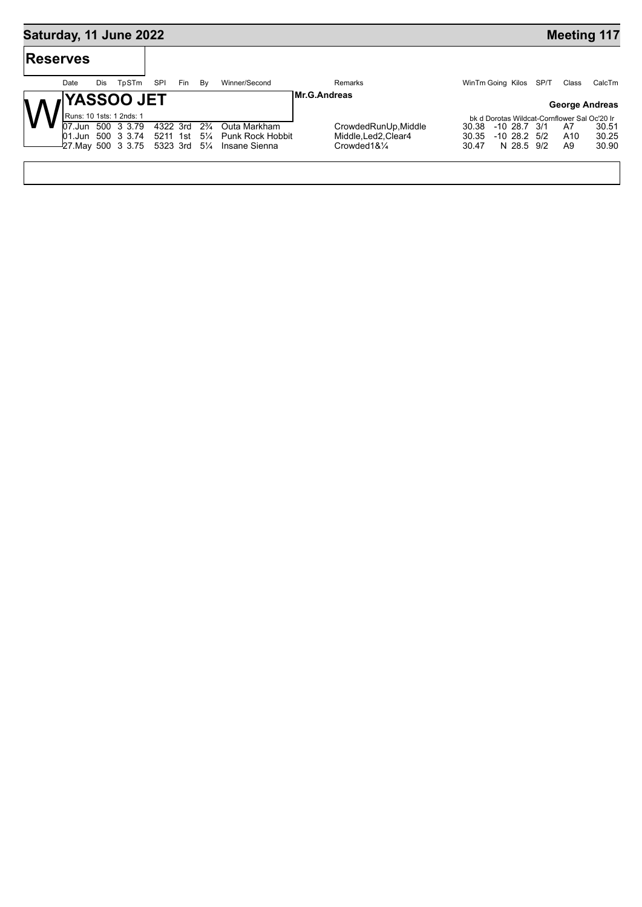## Saturday, 11 June 2022

## Meeting 117

### Reserves

| Date | Dis | TpSTm | SPl | Fin | By | Winner/Second | Remarks | WinTm | Going | Kilos | SP/T | Class | CalcTm |
|---|---|---|---|---|---|---|---|---|---|---|---|---|---|

**W** **YASSOO JET** — Mr.G.Andreas — **George Andreas**

Runs: 10 1sts: 1 2nds: 1

bk d Dorotas Wildcat-Cornflower Sal Oc'20 Ir

| Date | Dis | TpSTm | SPl | Fin | By | Winner/Second | Remarks | WinTm | Going | Kilos | SP/T | Class | CalcTm |
|---|---|---|---|---|---|---|---|---|---|---|---|---|---|
| 07.Jun | 500 | 3 3.79 | 4322 | 3rd | 2¾ | Outa Markham | CrowdedRunUp,Middle | 30.38 | -10 | 28.7 | 3/1 | A7 | 30.51 |
| 01.Jun | 500 | 3 3.74 | 5211 | 1st | 5¼ | Punk Rock Hobbit | Middle,Led2,Clear4 | 30.35 | -10 | 28.2 | 5/2 | A10 | 30.25 |
| 27.May | 500 | 3 3.75 | 5323 | 3rd | 5¼ | Insane Sienna | Crowded1&¼ | 30.47 | N | 28.5 | 9/2 | A9 | 30.90 |